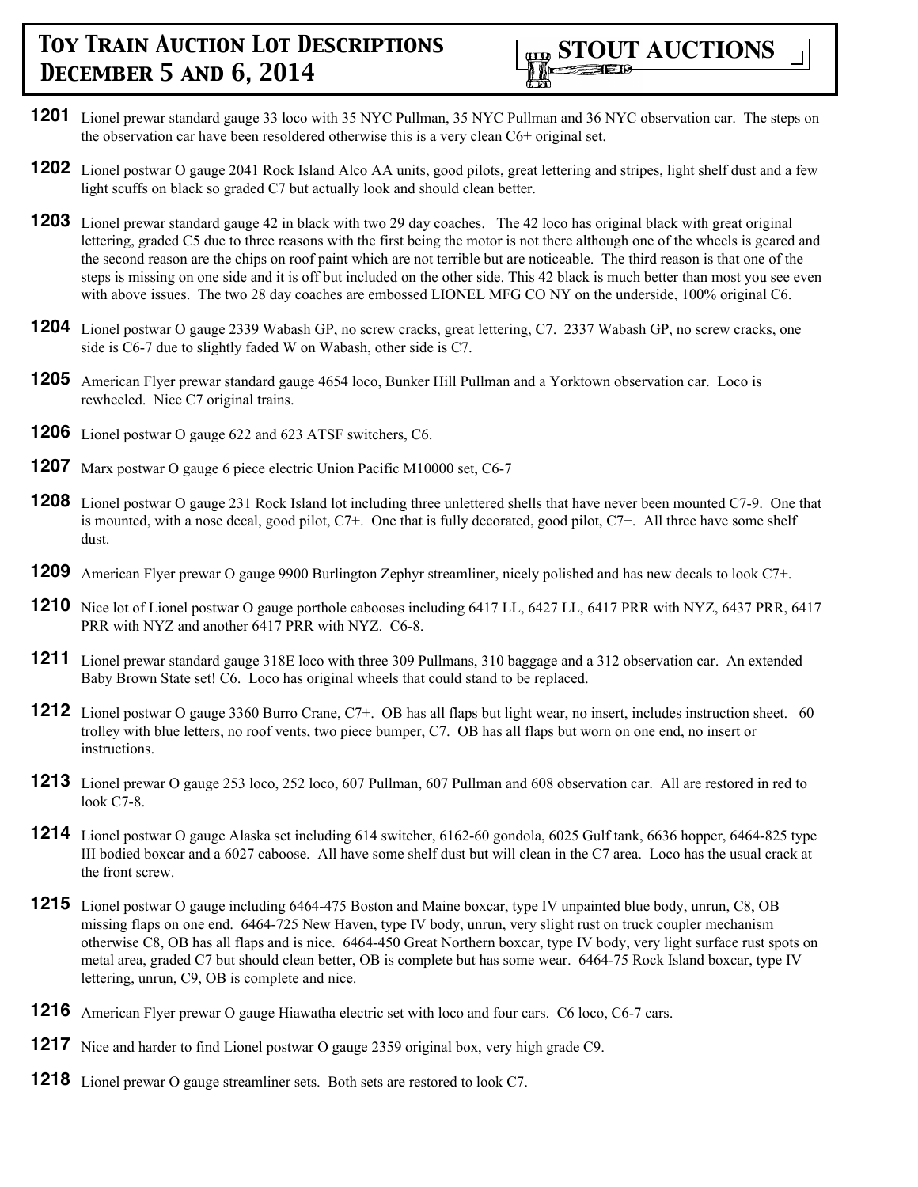# Toy Train Auction Lot Descriptions December 5 and 6, 2014

**STOUT AUCTIONS**

**1201** Lionel prewar standard gauge 33 loco with 35 NYC Pullman, 35 NYC Pullman and 36 NYC observation car. The steps on the observation car have been resoldered otherwise this is a very clean C6+ original set.

**1202** Lionel postwar O gauge 2041 Rock Island Alco AA units, good pilots, great lettering and stripes, light shelf dust and a few light scuffs on black so graded C7 but actually look and should clean better.

**1203** Lionel prewar standard gauge 42 in black with two 29 day coaches. The 42 loco has original black with great original lettering, graded C5 due to three reasons with the first being the motor is not there although one of the wheels is geared and the second reason are the chips on roof paint which are not terrible but are noticeable. The third reason is that one of the steps is missing on one side and it is off but included on the other side. This 42 black is much better than most you see even with above issues. The two 28 day coaches are embossed LIONEL MFG CO NY on the underside, 100% original C6.

**1204** Lionel postwar O gauge 2339 Wabash GP, no screw cracks, great lettering, C7. 2337 Wabash GP, no screw cracks, one side is C6-7 due to slightly faded W on Wabash, other side is C7.

**1205** American Flyer prewar standard gauge 4654 loco, Bunker Hill Pullman and a Yorktown observation car. Loco is rewheeled. Nice C7 original trains.

**1206** Lionel postwar O gauge 622 and 623 ATSF switchers, C6.

**1207** Marx postwar O gauge 6 piece electric Union Pacific M10000 set, C6-7

**1208** Lionel postwar O gauge 231 Rock Island lot including three unlettered shells that have never been mounted C7-9. One that is mounted, with a nose decal, good pilot, C7+. One that is fully decorated, good pilot, C7+. All three have some shelf dust.

**1209** American Flyer prewar O gauge 9900 Burlington Zephyr streamliner, nicely polished and has new decals to look C7+.

**1210** Nice lot of Lionel postwar O gauge porthole cabooses including 6417 LL, 6427 LL, 6417 PRR with NYZ, 6437 PRR, 6417 PRR with NYZ and another 6417 PRR with NYZ. C6-8.

**1211** Lionel prewar standard gauge 318E loco with three 309 Pullmans, 310 baggage and a 312 observation car. An extended Baby Brown State set! C6. Loco has original wheels that could stand to be replaced.

**1212** Lionel postwar O gauge 3360 Burro Crane, C7+. OB has all flaps but light wear, no insert, includes instruction sheet. 60 trolley with blue letters, no roof vents, two piece bumper, C7. OB has all flaps but worn on one end, no insert or instructions.

**1213** Lionel prewar O gauge 253 loco, 252 loco, 607 Pullman, 607 Pullman and 608 observation car. All are restored in red to look C7-8.

**1214** Lionel postwar O gauge Alaska set including 614 switcher, 6162-60 gondola, 6025 Gulf tank, 6636 hopper, 6464-825 type III bodied boxcar and a 6027 caboose. All have some shelf dust but will clean in the C7 area. Loco has the usual crack at the front screw.

**1215** Lionel postwar O gauge including 6464-475 Boston and Maine boxcar, type IV unpainted blue body, unrun, C8, OB missing flaps on one end. 6464-725 New Haven, type IV body, unrun, very slight rust on truck coupler mechanism otherwise C8, OB has all flaps and is nice. 6464-450 Great Northern boxcar, type IV body, very light surface rust spots on metal area, graded C7 but should clean better, OB is complete but has some wear. 6464-75 Rock Island boxcar, type IV lettering, unrun, C9, OB is complete and nice.

**1216** American Flyer prewar O gauge Hiawatha electric set with loco and four cars. C6 loco, C6-7 cars.

**1217** Nice and harder to find Lionel postwar O gauge 2359 original box, very high grade C9.

**1218** Lionel prewar O gauge streamliner sets. Both sets are restored to look C7.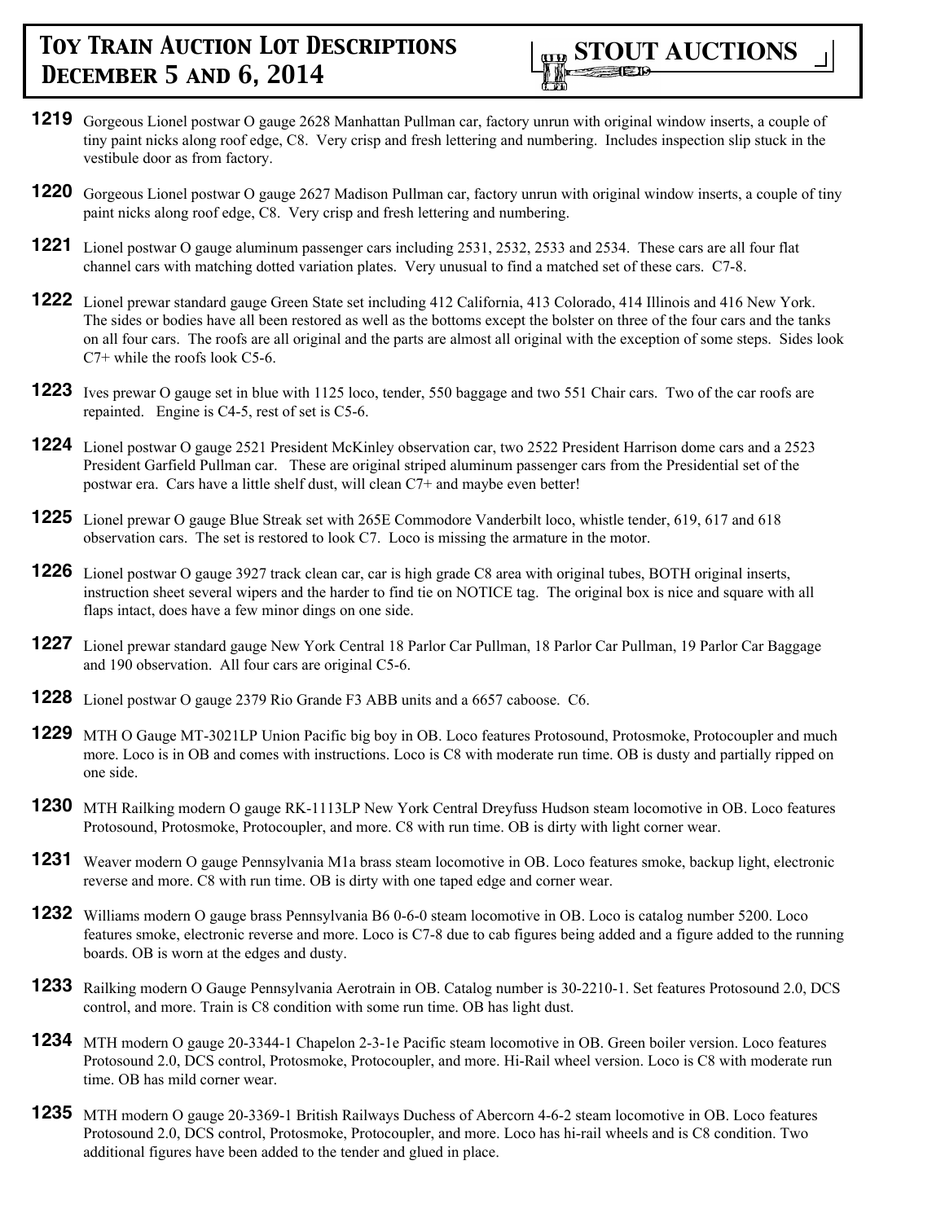**1219** Gorgeous Lionel postwar O gauge 2628 Manhattan Pullman car, factory unrun with original window inserts, a couple of tiny paint nicks along roof edge, C8. Very crisp and fresh lettering and numbering. Includes inspection slip stuck in the vestibule door as from factory.

**1220** Gorgeous Lionel postwar O gauge 2627 Madison Pullman car, factory unrun with original window inserts, a couple of tiny paint nicks along roof edge, C8. Very crisp and fresh lettering and numbering.

**1221** Lionel postwar O gauge aluminum passenger cars including 2531, 2532, 2533 and 2534. These cars are all four flat channel cars with matching dotted variation plates. Very unusual to find a matched set of these cars. C7-8.

**1222** Lionel prewar standard gauge Green State set including 412 California, 413 Colorado, 414 Illinois and 416 New York. The sides or bodies have all been restored as well as the bottoms except the bolster on three of the four cars and the tanks on all four cars. The roofs are all original and the parts are almost all original with the exception of some steps. Sides look C7+ while the roofs look C5-6.

**1223** Ives prewar O gauge set in blue with 1125 loco, tender, 550 baggage and two 551 Chair cars. Two of the car roofs are repainted. Engine is C4-5, rest of set is C5-6.

**1224** Lionel postwar O gauge 2521 President McKinley observation car, two 2522 President Harrison dome cars and a 2523 President Garfield Pullman car. These are original striped aluminum passenger cars from the Presidential set of the postwar era. Cars have a little shelf dust, will clean C7+ and maybe even better!

**1225** Lionel prewar O gauge Blue Streak set with 265E Commodore Vanderbilt loco, whistle tender, 619, 617 and 618 observation cars. The set is restored to look C7. Loco is missing the armature in the motor.

**1226** Lionel postwar O gauge 3927 track clean car, car is high grade C8 area with original tubes, BOTH original inserts, instruction sheet several wipers and the harder to find tie on NOTICE tag. The original box is nice and square with all flaps intact, does have a few minor dings on one side.

**1227** Lionel prewar standard gauge New York Central 18 Parlor Car Pullman, 18 Parlor Car Pullman, 19 Parlor Car Baggage and 190 observation. All four cars are original C5-6.

**1228** Lionel postwar O gauge 2379 Rio Grande F3 ABB units and a 6657 caboose. C6.

**1229** MTH O Gauge MT-3021LP Union Pacific big boy in OB. Loco features Protosound, Protosmoke, Protocoupler and much more. Loco is in OB and comes with instructions. Loco is C8 with moderate run time. OB is dusty and partially ripped on one side.

**1230** MTH Railking modern O gauge RK-1113LP New York Central Dreyfuss Hudson steam locomotive in OB. Loco features Protosound, Protosmoke, Protocoupler, and more. C8 with run time. OB is dirty with light corner wear.

**1231** Weaver modern O gauge Pennsylvania M1a brass steam locomotive in OB. Loco features smoke, backup light, electronic reverse and more. C8 with run time. OB is dirty with one taped edge and corner wear.

**1232** Williams modern O gauge brass Pennsylvania B6 0-6-0 steam locomotive in OB. Loco is catalog number 5200. Loco features smoke, electronic reverse and more. Loco is C7-8 due to cab figures being added and a figure added to the running boards. OB is worn at the edges and dusty.

**1233** Railking modern O Gauge Pennsylvania Aerotrain in OB. Catalog number is 30-2210-1. Set features Protosound 2.0, DCS control, and more. Train is C8 condition with some run time. OB has light dust.

**1234** MTH modern O gauge 20-3344-1 Chapelon 2-3-1e Pacific steam locomotive in OB. Green boiler version. Loco features Protosound 2.0, DCS control, Protosmoke, Protocoupler, and more. Hi-Rail wheel version. Loco is C8 with moderate run time. OB has mild corner wear.

**1235** MTH modern O gauge 20-3369-1 British Railways Duchess of Abercorn 4-6-2 steam locomotive in OB. Loco features Protosound 2.0, DCS control, Protosmoke, Protocoupler, and more. Loco has hi-rail wheels and is C8 condition. Two additional figures have been added to the tender and glued in place.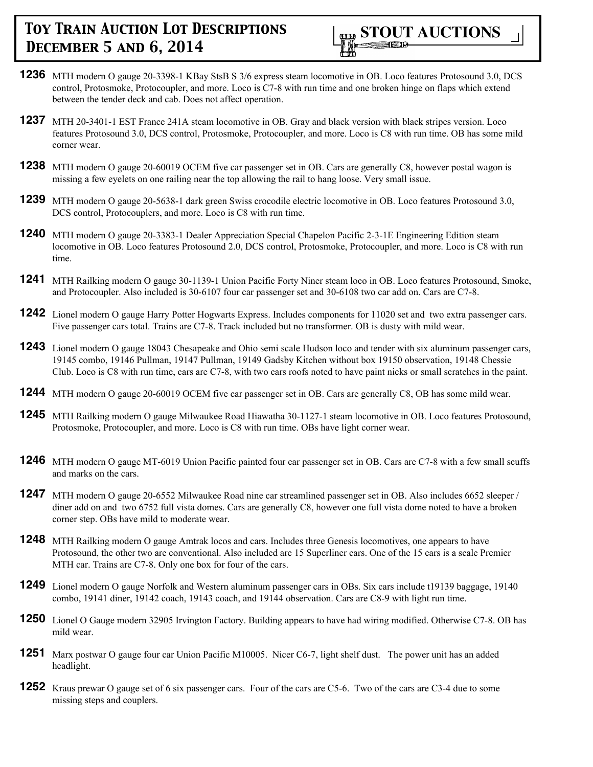**1236** MTH modern O gauge 20-3398-1 KBay StsB S 3/6 express steam locomotive in OB. Loco features Protosound 3.0, DCS control, Protosmoke, Protocoupler, and more. Loco is C7-8 with run time and one broken hinge on flaps which extend between the tender deck and cab. Does not affect operation.

**1237** MTH 20-3401-1 EST France 241A steam locomotive in OB. Gray and black version with black stripes version. Loco features Protosound 3.0, DCS control, Protosmoke, Protocoupler, and more. Loco is C8 with run time. OB has some mild corner wear.

**1238** MTH modern O gauge 20-60019 OCEM five car passenger set in OB. Cars are generally C8, however postal wagon is missing a few eyelets on one railing near the top allowing the rail to hang loose. Very small issue.

**1239** MTH modern O gauge 20-5638-1 dark green Swiss crocodile electric locomotive in OB. Loco features Protosound 3.0, DCS control, Protocouplers, and more. Loco is C8 with run time.

**1240** MTH modern O gauge 20-3383-1 Dealer Appreciation Special Chapelon Pacific 2-3-1E Engineering Edition steam locomotive in OB. Loco features Protosound 2.0, DCS control, Protosmoke, Protocoupler, and more. Loco is C8 with run time.

**1241** MTH Railking modern O gauge 30-1139-1 Union Pacific Forty Niner steam loco in OB. Loco features Protosound, Smoke, and Protocoupler. Also included is 30-6107 four car passenger set and 30-6108 two car add on. Cars are C7-8.

**1242** Lionel modern O gauge Harry Potter Hogwarts Express. Includes components for 11020 set and two extra passenger cars. Five passenger cars total. Trains are C7-8. Track included but no transformer. OB is dusty with mild wear.

**1243** Lionel modern O gauge 18043 Chesapeake and Ohio semi scale Hudson loco and tender with six aluminum passenger cars, 19145 combo, 19146 Pullman, 19147 Pullman, 19149 Gadsby Kitchen without box 19150 observation, 19148 Chessie Club. Loco is C8 with run time, cars are C7-8, with two cars roofs noted to have paint nicks or small scratches in the paint.

**1244** MTH modern O gauge 20-60019 OCEM five car passenger set in OB. Cars are generally C8, OB has some mild wear.

**1245** MTH Railking modern O gauge Milwaukee Road Hiawatha 30-1127-1 steam locomotive in OB. Loco features Protosound, Protosmoke, Protocoupler, and more. Loco is C8 with run time. OBs have light corner wear.

**1246** MTH modern O gauge MT-6019 Union Pacific painted four car passenger set in OB. Cars are C7-8 with a few small scuffs and marks on the cars.

**1247** MTH modern O gauge 20-6552 Milwaukee Road nine car streamlined passenger set in OB. Also includes 6652 sleeper / diner add on and two 6752 full vista domes. Cars are generally C8, however one full vista dome noted to have a broken corner step. OBs have mild to moderate wear.

**1248** MTH Railking modern O gauge Amtrak locos and cars. Includes three Genesis locomotives, one appears to have Protosound, the other two are conventional. Also included are 15 Superliner cars. One of the 15 cars is a scale Premier MTH car. Trains are C7-8. Only one box for four of the cars.

**1249** Lionel modern O gauge Norfolk and Western aluminum passenger cars in OBs. Six cars include t19139 baggage, 19140 combo, 19141 diner, 19142 coach, 19143 coach, and 19144 observation. Cars are C8-9 with light run time.

**1250** Lionel O Gauge modern 32905 Irvington Factory. Building appears to have had wiring modified. Otherwise C7-8. OB has mild wear.

**1251** Marx postwar O gauge four car Union Pacific M10005. Nicer C6-7, light shelf dust. The power unit has an added headlight.

**1252** Kraus prewar O gauge set of 6 six passenger cars. Four of the cars are C5-6. Two of the cars are C3-4 due to some missing steps and couplers.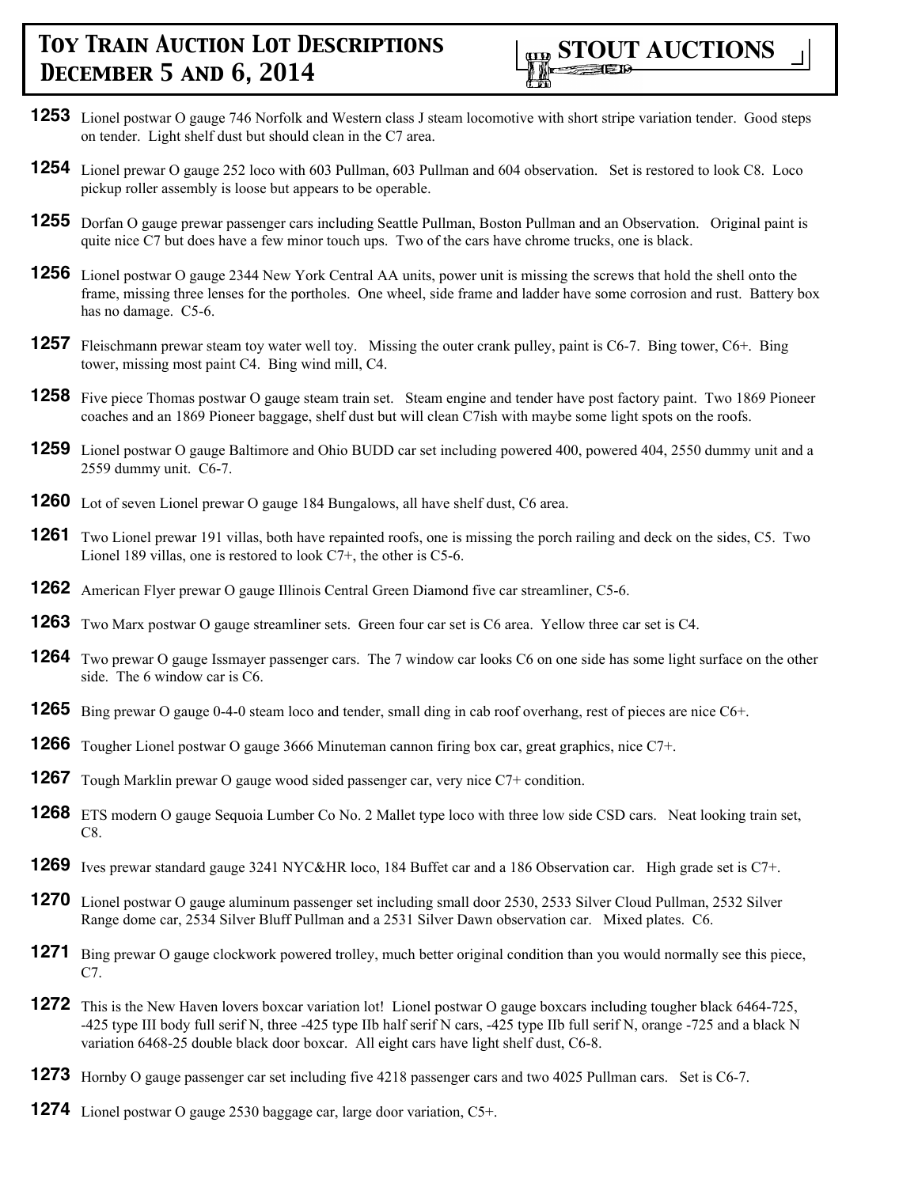**1253** Lionel postwar O gauge 746 Norfolk and Western class J steam locomotive with short stripe variation tender. Good steps on tender. Light shelf dust but should clean in the C7 area.

**1254** Lionel prewar O gauge 252 loco with 603 Pullman, 603 Pullman and 604 observation. Set is restored to look C8. Loco pickup roller assembly is loose but appears to be operable.

**1255** Dorfan O gauge prewar passenger cars including Seattle Pullman, Boston Pullman and an Observation. Original paint is quite nice C7 but does have a few minor touch ups. Two of the cars have chrome trucks, one is black.

**1256** Lionel postwar O gauge 2344 New York Central AA units, power unit is missing the screws that hold the shell onto the frame, missing three lenses for the portholes. One wheel, side frame and ladder have some corrosion and rust. Battery box has no damage. C5-6.

**1257** Fleischmann prewar steam toy water well toy. Missing the outer crank pulley, paint is C6-7. Bing tower, C6+. Bing tower, missing most paint C4. Bing wind mill, C4.

**1258** Five piece Thomas postwar O gauge steam train set. Steam engine and tender have post factory paint. Two 1869 Pioneer coaches and an 1869 Pioneer baggage, shelf dust but will clean C7ish with maybe some light spots on the roofs.

**1259** Lionel postwar O gauge Baltimore and Ohio BUDD car set including powered 400, powered 404, 2550 dummy unit and a 2559 dummy unit. C6-7.

**1260** Lot of seven Lionel prewar O gauge 184 Bungalows, all have shelf dust, C6 area.

**1261** Two Lionel prewar 191 villas, both have repainted roofs, one is missing the porch railing and deck on the sides, C5. Two Lionel 189 villas, one is restored to look C7+, the other is C5-6.

**1262** American Flyer prewar O gauge Illinois Central Green Diamond five car streamliner, C5-6.

**1263** Two Marx postwar O gauge streamliner sets. Green four car set is C6 area. Yellow three car set is C4.

**1264** Two prewar O gauge Issmayer passenger cars. The 7 window car looks C6 on one side has some light surface on the other side. The 6 window car is C6.

**1265** Bing prewar O gauge 0-4-0 steam loco and tender, small ding in cab roof overhang, rest of pieces are nice C6+.

**1266** Tougher Lionel postwar O gauge 3666 Minuteman cannon firing box car, great graphics, nice C7+.

**1267** Tough Marklin prewar O gauge wood sided passenger car, very nice C7+ condition.

**1268** ETS modern O gauge Sequoia Lumber Co No. 2 Mallet type loco with three low side CSD cars. Neat looking train set, C8.

**1269** Ives prewar standard gauge 3241 NYC&HR loco, 184 Buffet car and a 186 Observation car. High grade set is C7+.

**1270** Lionel postwar O gauge aluminum passenger set including small door 2530, 2533 Silver Cloud Pullman, 2532 Silver Range dome car, 2534 Silver Bluff Pullman and a 2531 Silver Dawn observation car. Mixed plates. C6.

**1271** Bing prewar O gauge clockwork powered trolley, much better original condition than you would normally see this piece, C7.

**1272** This is the New Haven lovers boxcar variation lot! Lionel postwar O gauge boxcars including tougher black 6464-725, -425 type III body full serif N, three -425 type IIb half serif N cars, -425 type IIb full serif N, orange -725 and a black N variation 6468-25 double black door boxcar. All eight cars have light shelf dust, C6-8.

**1273** Hornby O gauge passenger car set including five 4218 passenger cars and two 4025 Pullman cars. Set is C6-7.

**1274** Lionel postwar O gauge 2530 baggage car, large door variation, C5+.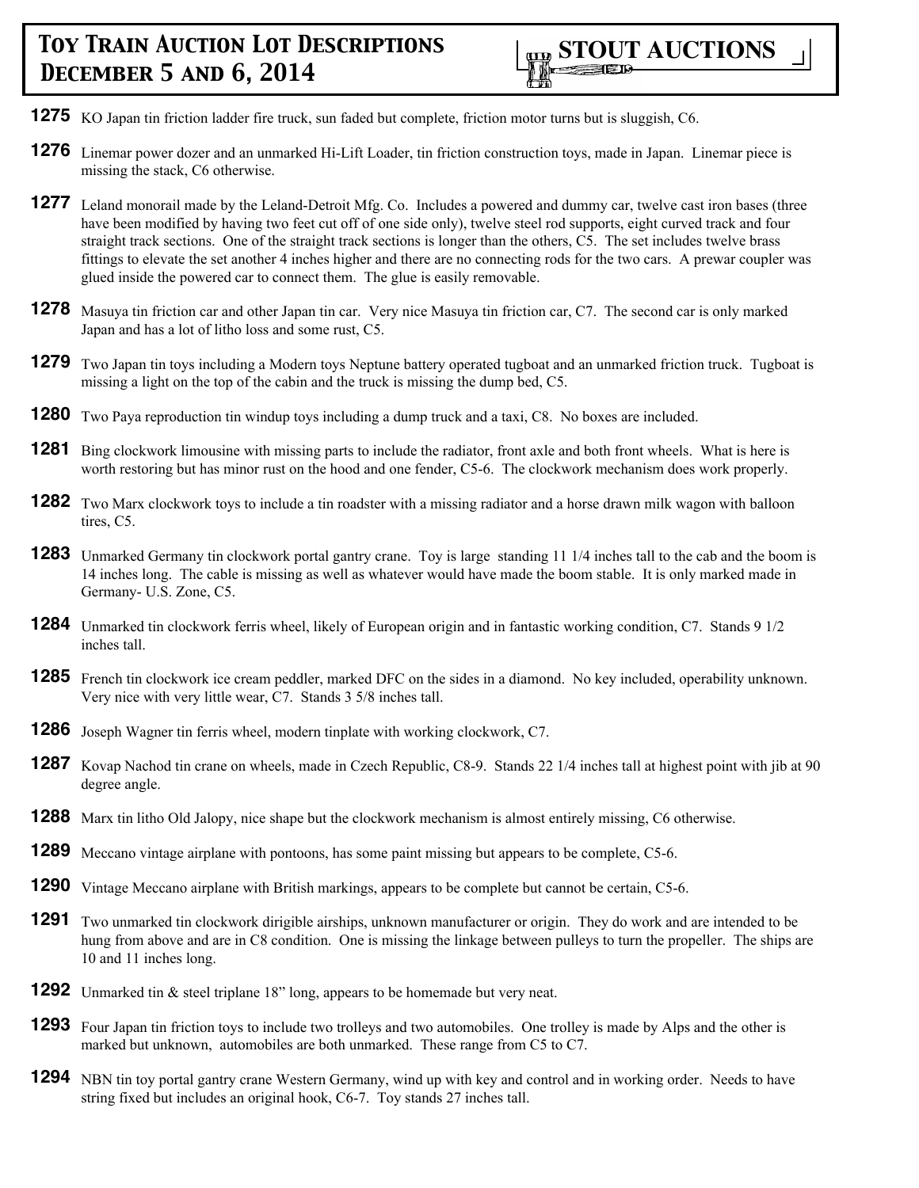**1275** KO Japan tin friction ladder fire truck, sun faded but complete, friction motor turns but is sluggish, C6.

**1276** Linemar power dozer and an unmarked Hi-Lift Loader, tin friction construction toys, made in Japan. Linemar piece is missing the stack, C6 otherwise.

**1277** Leland monorail made by the Leland-Detroit Mfg. Co. Includes a powered and dummy car, twelve cast iron bases (three have been modified by having two feet cut off of one side only), twelve steel rod supports, eight curved track and four straight track sections. One of the straight track sections is longer than the others, C5. The set includes twelve brass fittings to elevate the set another 4 inches higher and there are no connecting rods for the two cars. A prewar coupler was glued inside the powered car to connect them. The glue is easily removable.

**1278** Masuya tin friction car and other Japan tin car. Very nice Masuya tin friction car, C7. The second car is only marked Japan and has a lot of litho loss and some rust, C5.

**1279** Two Japan tin toys including a Modern toys Neptune battery operated tugboat and an unmarked friction truck. Tugboat is missing a light on the top of the cabin and the truck is missing the dump bed, C5.

**1280** Two Paya reproduction tin windup toys including a dump truck and a taxi, C8. No boxes are included.

**1281** Bing clockwork limousine with missing parts to include the radiator, front axle and both front wheels. What is here is worth restoring but has minor rust on the hood and one fender, C5-6. The clockwork mechanism does work properly.

**1282** Two Marx clockwork toys to include a tin roadster with a missing radiator and a horse drawn milk wagon with balloon tires, C5.

**1283** Unmarked Germany tin clockwork portal gantry crane. Toy is large standing 11 1/4 inches tall to the cab and the boom is 14 inches long. The cable is missing as well as whatever would have made the boom stable. It is only marked made in Germany- U.S. Zone, C5.

**1284** Unmarked tin clockwork ferris wheel, likely of European origin and in fantastic working condition, C7. Stands 9 1/2 inches tall.

**1285** French tin clockwork ice cream peddler, marked DFC on the sides in a diamond. No key included, operability unknown. Very nice with very little wear, C7. Stands 3 5/8 inches tall.

**1286** Joseph Wagner tin ferris wheel, modern tinplate with working clockwork, C7.

**1287** Kovap Nachod tin crane on wheels, made in Czech Republic, C8-9. Stands 22 1/4 inches tall at highest point with jib at 90 degree angle.

**1288** Marx tin litho Old Jalopy, nice shape but the clockwork mechanism is almost entirely missing, C6 otherwise.

**1289** Meccano vintage airplane with pontoons, has some paint missing but appears to be complete, C5-6.

**1290** Vintage Meccano airplane with British markings, appears to be complete but cannot be certain, C5-6.

**1291** Two unmarked tin clockwork dirigible airships, unknown manufacturer or origin. They do work and are intended to be hung from above and are in C8 condition. One is missing the linkage between pulleys to turn the propeller. The ships are 10 and 11 inches long.

**1292** Unmarked tin & steel triplane 18" long, appears to be homemade but very neat.

**1293** Four Japan tin friction toys to include two trolleys and two automobiles. One trolley is made by Alps and the other is marked but unknown, automobiles are both unmarked. These range from C5 to C7.

**1294** NBN tin toy portal gantry crane Western Germany, wind up with key and control and in working order. Needs to have string fixed but includes an original hook, C6-7. Toy stands 27 inches tall.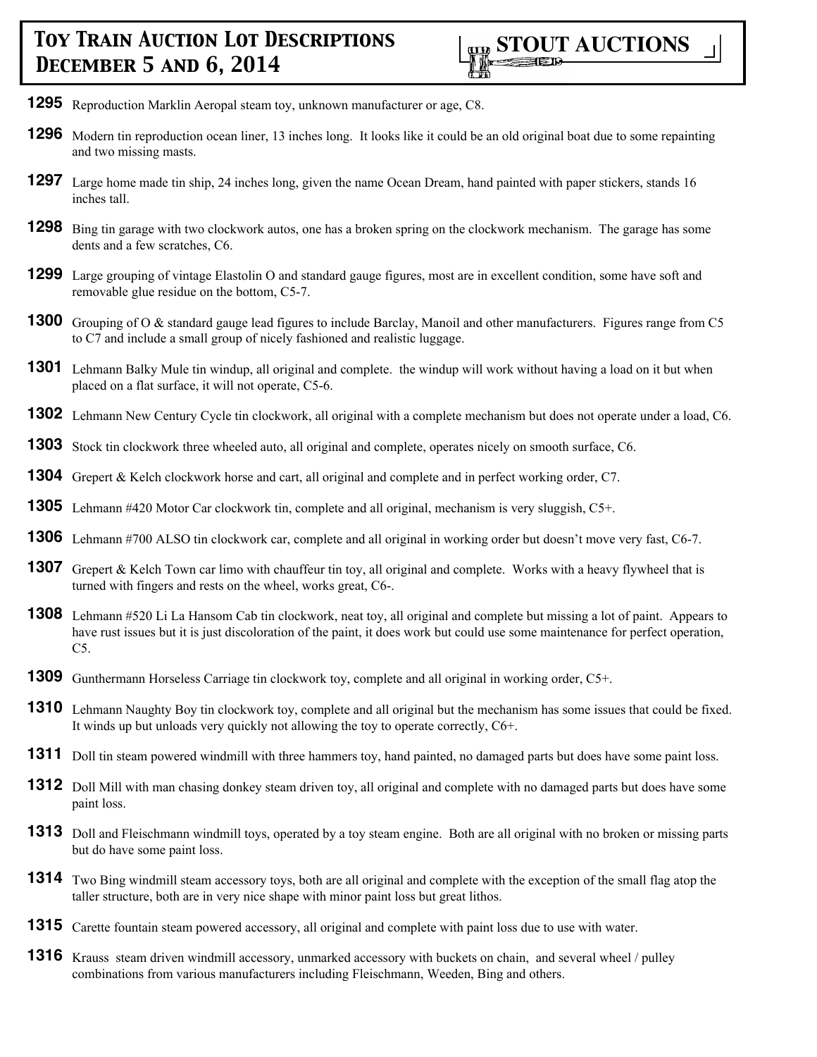**1295** Reproduction Marklin Aeropal steam toy, unknown manufacturer or age, C8.

**1296** Modern tin reproduction ocean liner, 13 inches long. It looks like it could be an old original boat due to some repainting and two missing masts.

**1297** Large home made tin ship, 24 inches long, given the name Ocean Dream, hand painted with paper stickers, stands 16 inches tall.

**1298** Bing tin garage with two clockwork autos, one has a broken spring on the clockwork mechanism. The garage has some dents and a few scratches, C6.

**1299** Large grouping of vintage Elastolin O and standard gauge figures, most are in excellent condition, some have soft and removable glue residue on the bottom, C5-7.

**1300** Grouping of O & standard gauge lead figures to include Barclay, Manoil and other manufacturers. Figures range from C5 to C7 and include a small group of nicely fashioned and realistic luggage.

**1301** Lehmann Balky Mule tin windup, all original and complete. the windup will work without having a load on it but when placed on a flat surface, it will not operate, C5-6.

**1302** Lehmann New Century Cycle tin clockwork, all original with a complete mechanism but does not operate under a load, C6.

**1303** Stock tin clockwork three wheeled auto, all original and complete, operates nicely on smooth surface, C6.

**1304** Grepert & Kelch clockwork horse and cart, all original and complete and in perfect working order, C7.

**1305** Lehmann #420 Motor Car clockwork tin, complete and all original, mechanism is very sluggish, C5+.

**1306** Lehmann #700 ALSO tin clockwork car, complete and all original in working order but doesn't move very fast, C6-7.

**1307** Grepert & Kelch Town car limo with chauffeur tin toy, all original and complete. Works with a heavy flywheel that is turned with fingers and rests on the wheel, works great, C6-.

**1308** Lehmann #520 Li La Hansom Cab tin clockwork, neat toy, all original and complete but missing a lot of paint. Appears to have rust issues but it is just discoloration of the paint, it does work but could use some maintenance for perfect operation, C5.

**1309** Gunthermann Horseless Carriage tin clockwork toy, complete and all original in working order, C5+.

**1310** Lehmann Naughty Boy tin clockwork toy, complete and all original but the mechanism has some issues that could be fixed. It winds up but unloads very quickly not allowing the toy to operate correctly, C6+.

**1311** Doll tin steam powered windmill with three hammers toy, hand painted, no damaged parts but does have some paint loss.

**1312** Doll Mill with man chasing donkey steam driven toy, all original and complete with no damaged parts but does have some paint loss.

**1313** Doll and Fleischmann windmill toys, operated by a toy steam engine. Both are all original with no broken or missing parts but do have some paint loss.

**1314** Two Bing windmill steam accessory toys, both are all original and complete with the exception of the small flag atop the taller structure, both are in very nice shape with minor paint loss but great lithos.

**1315** Carette fountain steam powered accessory, all original and complete with paint loss due to use with water.

**1316** Krauss steam driven windmill accessory, unmarked accessory with buckets on chain, and several wheel / pulley combinations from various manufacturers including Fleischmann, Weeden, Bing and others.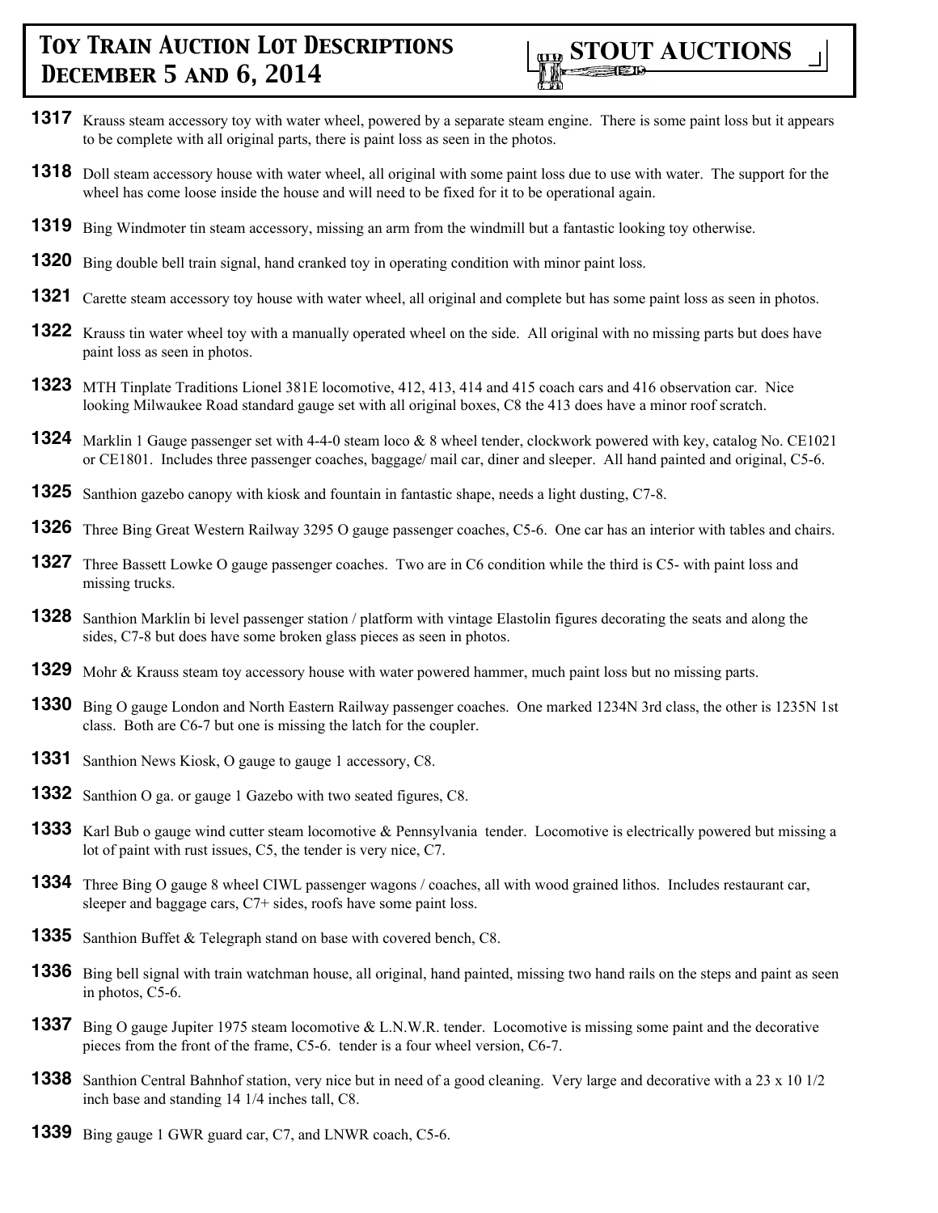# Toy Train Auction Lot Descriptions December 5 and 6, 2014

**1317** Krauss steam accessory toy with water wheel, powered by a separate steam engine. There is some paint loss but it appears to be complete with all original parts, there is paint loss as seen in the photos.

**1318** Doll steam accessory house with water wheel, all original with some paint loss due to use with water. The support for the wheel has come loose inside the house and will need to be fixed for it to be operational again.

**1319** Bing Windmoter tin steam accessory, missing an arm from the windmill but a fantastic looking toy otherwise.

**1320** Bing double bell train signal, hand cranked toy in operating condition with minor paint loss.

**1321** Carette steam accessory toy house with water wheel, all original and complete but has some paint loss as seen in photos.

**1322** Krauss tin water wheel toy with a manually operated wheel on the side. All original with no missing parts but does have paint loss as seen in photos.

**1323** MTH Tinplate Traditions Lionel 381E locomotive, 412, 413, 414 and 415 coach cars and 416 observation car. Nice looking Milwaukee Road standard gauge set with all original boxes, C8 the 413 does have a minor roof scratch.

**1324** Marklin 1 Gauge passenger set with 4-4-0 steam loco & 8 wheel tender, clockwork powered with key, catalog No. CE1021 or CE1801. Includes three passenger coaches, baggage/ mail car, diner and sleeper. All hand painted and original, C5-6.

**1325** Santhion gazebo canopy with kiosk and fountain in fantastic shape, needs a light dusting, C7-8.

**1326** Three Bing Great Western Railway 3295 O gauge passenger coaches, C5-6. One car has an interior with tables and chairs.

**1327** Three Bassett Lowke O gauge passenger coaches. Two are in C6 condition while the third is C5- with paint loss and missing trucks.

**1328** Santhion Marklin bi level passenger station / platform with vintage Elastolin figures decorating the seats and along the sides, C7-8 but does have some broken glass pieces as seen in photos.

**1329** Mohr & Krauss steam toy accessory house with water powered hammer, much paint loss but no missing parts.

**1330** Bing O gauge London and North Eastern Railway passenger coaches. One marked 1234N 3rd class, the other is 1235N 1st class. Both are C6-7 but one is missing the latch for the coupler.

**1331** Santhion News Kiosk, O gauge to gauge 1 accessory, C8.

**1332** Santhion O ga. or gauge 1 Gazebo with two seated figures, C8.

**1333** Karl Bub o gauge wind cutter steam locomotive & Pennsylvania tender. Locomotive is electrically powered but missing a lot of paint with rust issues, C5, the tender is very nice, C7.

**1334** Three Bing O gauge 8 wheel CIWL passenger wagons / coaches, all with wood grained lithos. Includes restaurant car, sleeper and baggage cars, C7+ sides, roofs have some paint loss.

**1335** Santhion Buffet & Telegraph stand on base with covered bench, C8.

**1336** Bing bell signal with train watchman house, all original, hand painted, missing two hand rails on the steps and paint as seen in photos, C5-6.

**1337** Bing O gauge Jupiter 1975 steam locomotive & L.N.W.R. tender. Locomotive is missing some paint and the decorative pieces from the front of the frame, C5-6. tender is a four wheel version, C6-7.

**1338** Santhion Central Bahnhof station, very nice but in need of a good cleaning. Very large and decorative with a 23 x 10 1/2 inch base and standing 14 1/4 inches tall, C8.

**1339** Bing gauge 1 GWR guard car, C7, and LNWR coach, C5-6.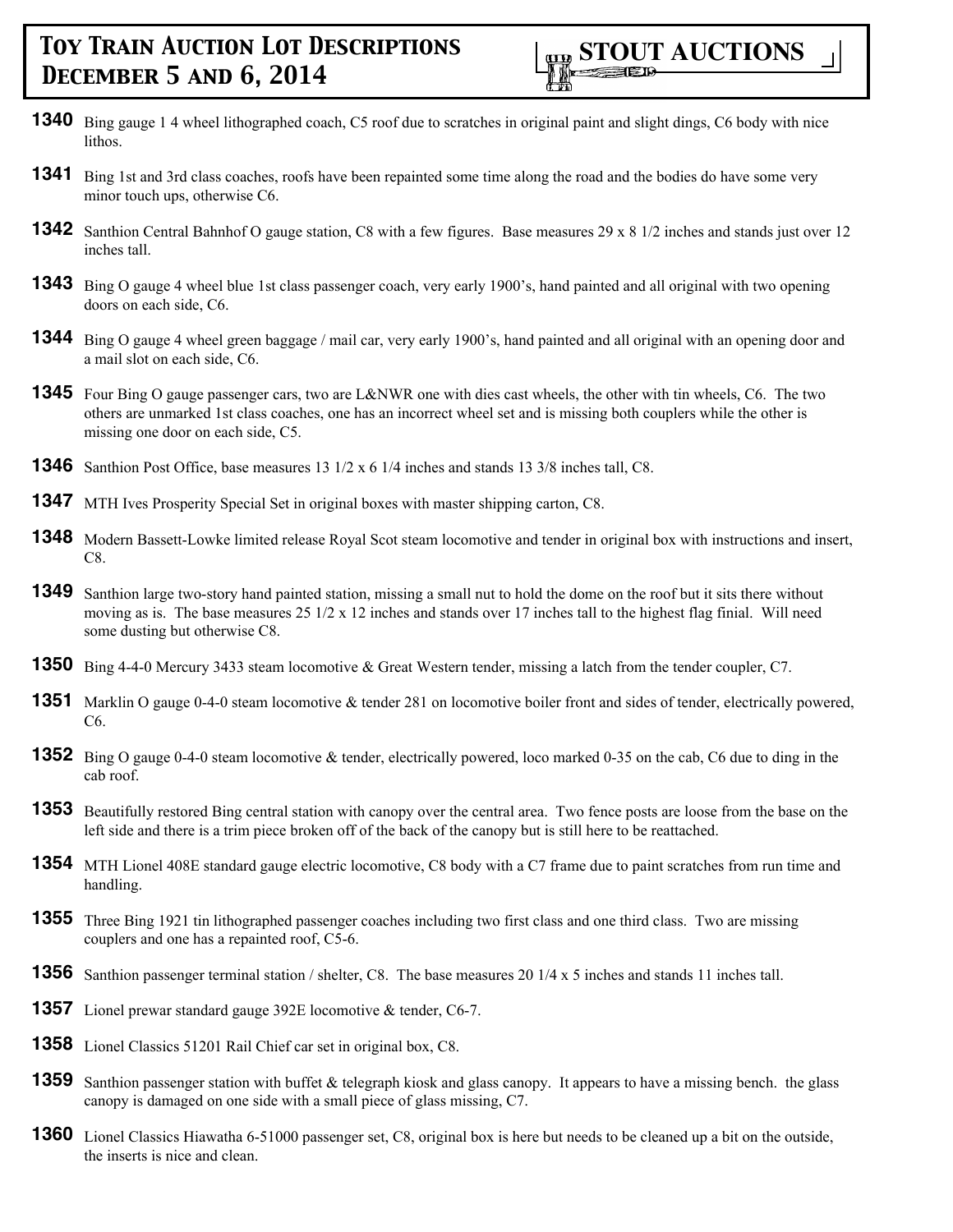**1340** Bing gauge 1 4 wheel lithographed coach, C5 roof due to scratches in original paint and slight dings, C6 body with nice lithos.

**1341** Bing 1st and 3rd class coaches, roofs have been repainted some time along the road and the bodies do have some very minor touch ups, otherwise C6.

**1342** Santhion Central Bahnhof O gauge station, C8 with a few figures. Base measures 29 x 8 1/2 inches and stands just over 12 inches tall.

**1343** Bing O gauge 4 wheel blue 1st class passenger coach, very early 1900's, hand painted and all original with two opening doors on each side, C6.

**1344** Bing O gauge 4 wheel green baggage / mail car, very early 1900's, hand painted and all original with an opening door and a mail slot on each side, C6.

**1345** Four Bing O gauge passenger cars, two are L&NWR one with dies cast wheels, the other with tin wheels, C6. The two others are unmarked 1st class coaches, one has an incorrect wheel set and is missing both couplers while the other is missing one door on each side, C5.

**1346** Santhion Post Office, base measures 13 1/2 x 6 1/4 inches and stands 13 3/8 inches tall, C8.

**1347** MTH Ives Prosperity Special Set in original boxes with master shipping carton, C8.

**1348** Modern Bassett-Lowke limited release Royal Scot steam locomotive and tender in original box with instructions and insert, C8.

**1349** Santhion large two-story hand painted station, missing a small nut to hold the dome on the roof but it sits there without moving as is. The base measures 25 1/2 x 12 inches and stands over 17 inches tall to the highest flag finial. Will need some dusting but otherwise C8.

**1350** Bing 4-4-0 Mercury 3433 steam locomotive & Great Western tender, missing a latch from the tender coupler, C7.

**1351** Marklin O gauge 0-4-0 steam locomotive & tender 281 on locomotive boiler front and sides of tender, electrically powered, C6.

**1352** Bing O gauge 0-4-0 steam locomotive & tender, electrically powered, loco marked 0-35 on the cab, C6 due to ding in the cab roof.

**1353** Beautifully restored Bing central station with canopy over the central area. Two fence posts are loose from the base on the left side and there is a trim piece broken off of the back of the canopy but is still here to be reattached.

**1354** MTH Lionel 408E standard gauge electric locomotive, C8 body with a C7 frame due to paint scratches from run time and handling.

**1355** Three Bing 1921 tin lithographed passenger coaches including two first class and one third class. Two are missing couplers and one has a repainted roof, C5-6.

**1356** Santhion passenger terminal station / shelter, C8. The base measures 20 1/4 x 5 inches and stands 11 inches tall.

**1357** Lionel prewar standard gauge 392E locomotive & tender, C6-7.

**1358** Lionel Classics 51201 Rail Chief car set in original box, C8.

**1359** Santhion passenger station with buffet & telegraph kiosk and glass canopy. It appears to have a missing bench. the glass canopy is damaged on one side with a small piece of glass missing, C7.

**1360** Lionel Classics Hiawatha 6-51000 passenger set, C8, original box is here but needs to be cleaned up a bit on the outside, the inserts is nice and clean.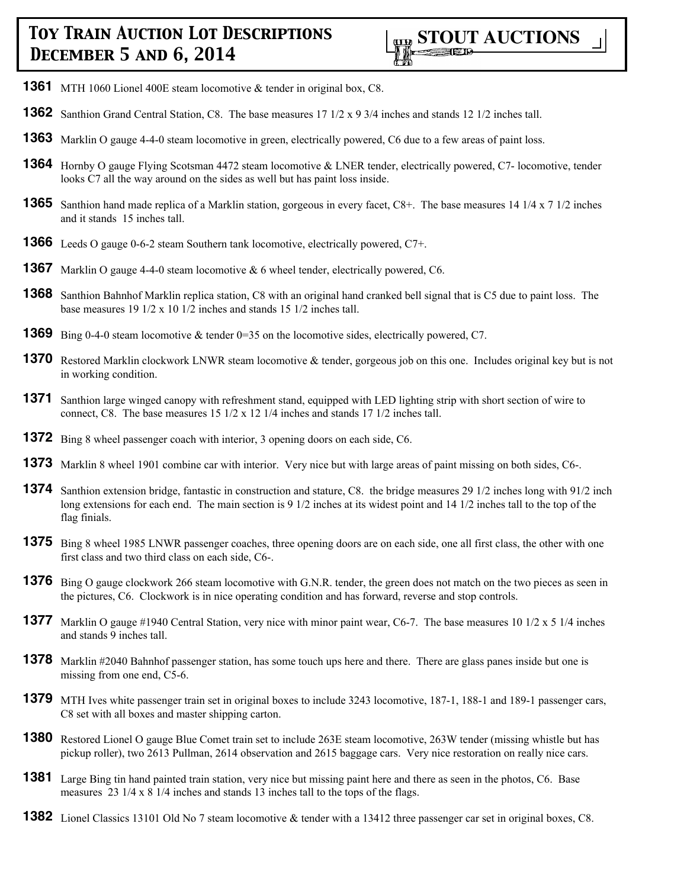**1361** MTH 1060 Lionel 400E steam locomotive & tender in original box, C8.

**1362** Santhion Grand Central Station, C8. The base measures 17 1/2 x 9 3/4 inches and stands 12 1/2 inches tall.

**1363** Marklin O gauge 4-4-0 steam locomotive in green, electrically powered, C6 due to a few areas of paint loss.

**1364** Hornby O gauge Flying Scotsman 4472 steam locomotive & LNER tender, electrically powered, C7- locomotive, tender looks C7 all the way around on the sides as well but has paint loss inside.

**1365** Santhion hand made replica of a Marklin station, gorgeous in every facet, C8+. The base measures 14 1/4 x 7 1/2 inches and it stands 15 inches tall.

**1366** Leeds O gauge 0-6-2 steam Southern tank locomotive, electrically powered, C7+.

**1367** Marklin O gauge 4-4-0 steam locomotive & 6 wheel tender, electrically powered, C6.

**1368** Santhion Bahnhof Marklin replica station, C8 with an original hand cranked bell signal that is C5 due to paint loss. The base measures 19 1/2 x 10 1/2 inches and stands 15 1/2 inches tall.

**1369** Bing 0-4-0 steam locomotive & tender 0=35 on the locomotive sides, electrically powered, C7.

**1370** Restored Marklin clockwork LNWR steam locomotive & tender, gorgeous job on this one. Includes original key but is not in working condition.

**1371** Santhion large winged canopy with refreshment stand, equipped with LED lighting strip with short section of wire to connect, C8. The base measures 15 1/2 x 12 1/4 inches and stands 17 1/2 inches tall.

**1372** Bing 8 wheel passenger coach with interior, 3 opening doors on each side, C6.

**1373** Marklin 8 wheel 1901 combine car with interior. Very nice but with large areas of paint missing on both sides, C6-.

**1374** Santhion extension bridge, fantastic in construction and stature, C8. the bridge measures 29 1/2 inches long with 91/2 inch long extensions for each end. The main section is 9 1/2 inches at its widest point and 14 1/2 inches tall to the top of the flag finials.

**1375** Bing 8 wheel 1985 LNWR passenger coaches, three opening doors are on each side, one all first class, the other with one first class and two third class on each side, C6-.

**1376** Bing O gauge clockwork 266 steam locomotive with G.N.R. tender, the green does not match on the two pieces as seen in the pictures, C6. Clockwork is in nice operating condition and has forward, reverse and stop controls.

**1377** Marklin O gauge #1940 Central Station, very nice with minor paint wear, C6-7. The base measures 10 1/2 x 5 1/4 inches and stands 9 inches tall.

**1378** Marklin #2040 Bahnhof passenger station, has some touch ups here and there. There are glass panes inside but one is missing from one end, C5-6.

**1379** MTH Ives white passenger train set in original boxes to include 3243 locomotive, 187-1, 188-1 and 189-1 passenger cars, C8 set with all boxes and master shipping carton.

**1380** Restored Lionel O gauge Blue Comet train set to include 263E steam locomotive, 263W tender (missing whistle but has pickup roller), two 2613 Pullman, 2614 observation and 2615 baggage cars. Very nice restoration on really nice cars.

**1381** Large Bing tin hand painted train station, very nice but missing paint here and there as seen in the photos, C6. Base measures 23 1/4 x 8 1/4 inches and stands 13 inches tall to the tops of the flags.

**1382** Lionel Classics 13101 Old No 7 steam locomotive & tender with a 13412 three passenger car set in original boxes, C8.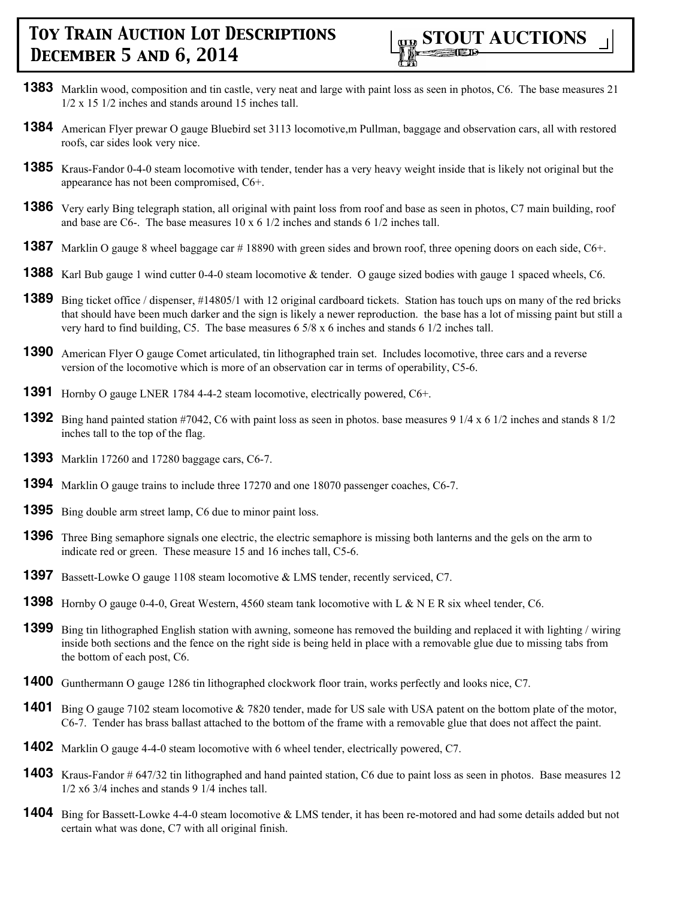**1383** Marklin wood, composition and tin castle, very neat and large with paint loss as seen in photos, C6. The base measures 21 1/2 x 15 1/2 inches and stands around 15 inches tall.

**1384** American Flyer prewar O gauge Bluebird set 3113 locomotive,m Pullman, baggage and observation cars, all with restored roofs, car sides look very nice.

**1385** Kraus-Fandor 0-4-0 steam locomotive with tender, tender has a very heavy weight inside that is likely not original but the appearance has not been compromised, C6+.

**1386** Very early Bing telegraph station, all original with paint loss from roof and base as seen in photos, C7 main building, roof and base are C6-. The base measures 10 x 6 1/2 inches and stands 6 1/2 inches tall.

**1387** Marklin O gauge 8 wheel baggage car # 18890 with green sides and brown roof, three opening doors on each side, C6+.

**1388** Karl Bub gauge 1 wind cutter 0-4-0 steam locomotive & tender. O gauge sized bodies with gauge 1 spaced wheels, C6.

**1389** Bing ticket office / dispenser, #14805/1 with 12 original cardboard tickets. Station has touch ups on many of the red bricks that should have been much darker and the sign is likely a newer reproduction. the base has a lot of missing paint but still a very hard to find building, C5. The base measures 6 5/8 x 6 inches and stands 6 1/2 inches tall.

**1390** American Flyer O gauge Comet articulated, tin lithographed train set. Includes locomotive, three cars and a reverse version of the locomotive which is more of an observation car in terms of operability, C5-6.

**1391** Hornby O gauge LNER 1784 4-4-2 steam locomotive, electrically powered, C6+.

**1392** Bing hand painted station #7042, C6 with paint loss as seen in photos. base measures 9 1/4 x 6 1/2 inches and stands 8 1/2 inches tall to the top of the flag.

**1393** Marklin 17260 and 17280 baggage cars, C6-7.

**1394** Marklin O gauge trains to include three 17270 and one 18070 passenger coaches, C6-7.

**1395** Bing double arm street lamp, C6 due to minor paint loss.

**1396** Three Bing semaphore signals one electric, the electric semaphore is missing both lanterns and the gels on the arm to indicate red or green. These measure 15 and 16 inches tall, C5-6.

**1397** Bassett-Lowke O gauge 1108 steam locomotive & LMS tender, recently serviced, C7.

**1398** Hornby O gauge 0-4-0, Great Western, 4560 steam tank locomotive with L & N E R six wheel tender, C6.

**1399** Bing tin lithographed English station with awning, someone has removed the building and replaced it with lighting / wiring inside both sections and the fence on the right side is being held in place with a removable glue due to missing tabs from the bottom of each post, C6.

**1400** Gunthermann O gauge 1286 tin lithographed clockwork floor train, works perfectly and looks nice, C7.

**1401** Bing O gauge 7102 steam locomotive & 7820 tender, made for US sale with USA patent on the bottom plate of the motor, C6-7. Tender has brass ballast attached to the bottom of the frame with a removable glue that does not affect the paint.

**1402** Marklin O gauge 4-4-0 steam locomotive with 6 wheel tender, electrically powered, C7.

**1403** Kraus-Fandor # 647/32 tin lithographed and hand painted station, C6 due to paint loss as seen in photos. Base measures 12 1/2 x6 3/4 inches and stands 9 1/4 inches tall.

**1404** Bing for Bassett-Lowke 4-4-0 steam locomotive & LMS tender, it has been re-motored and had some details added but not certain what was done, C7 with all original finish.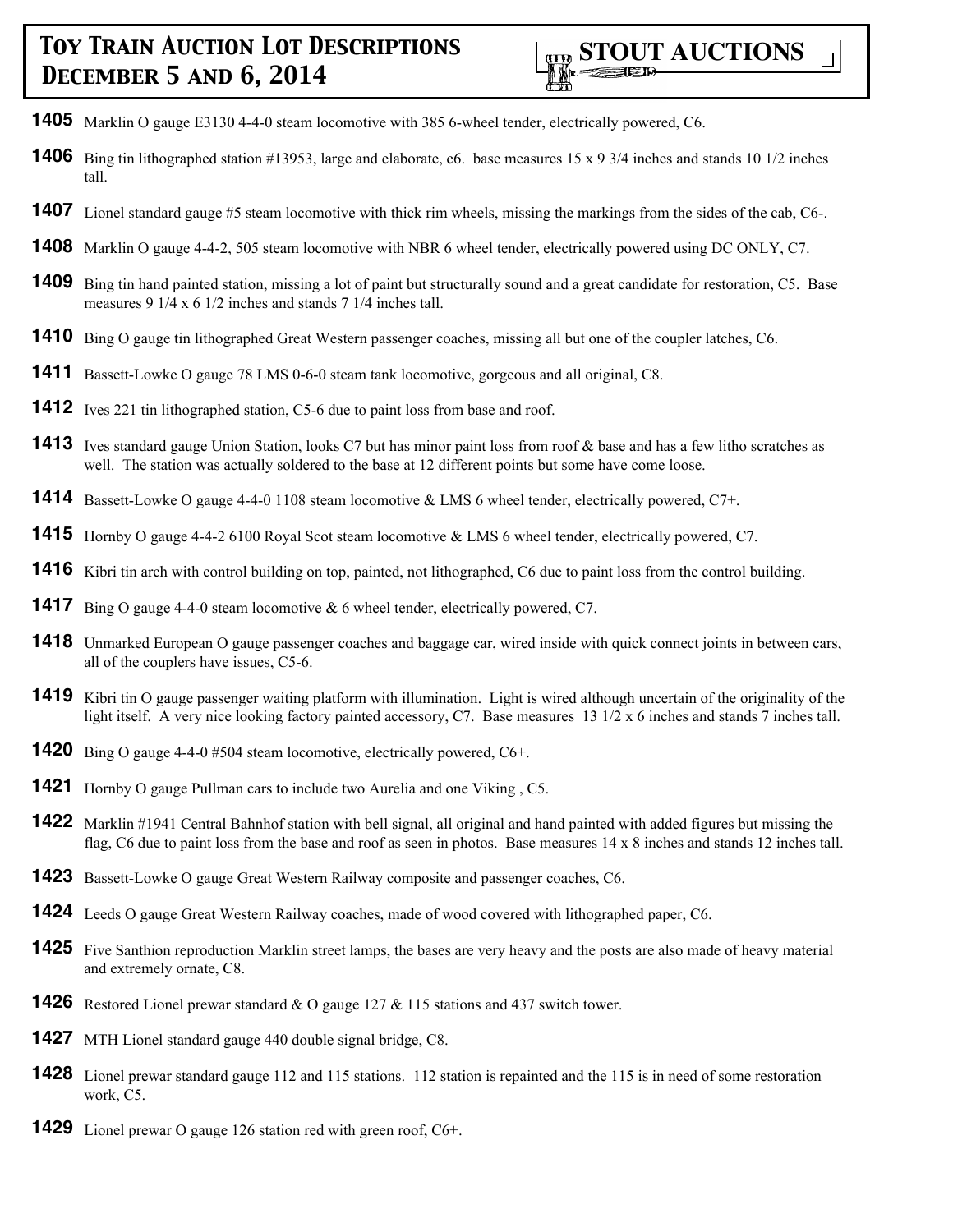# Toy Train Auction Lot Descriptions December 5 and 6, 2014

**STOUT AUCTIONS**

**1405** Marklin O gauge E3130 4-4-0 steam locomotive with 385 6-wheel tender, electrically powered, C6.

**1406** Bing tin lithographed station #13953, large and elaborate, c6. base measures 15 x 9 3/4 inches and stands 10 1/2 inches tall.

**1407** Lionel standard gauge #5 steam locomotive with thick rim wheels, missing the markings from the sides of the cab, C6-.

**1408** Marklin O gauge 4-4-2, 505 steam locomotive with NBR 6 wheel tender, electrically powered using DC ONLY, C7.

**1409** Bing tin hand painted station, missing a lot of paint but structurally sound and a great candidate for restoration, C5. Base measures 9 1/4 x 6 1/2 inches and stands 7 1/4 inches tall.

**1410** Bing O gauge tin lithographed Great Western passenger coaches, missing all but one of the coupler latches, C6.

**1411** Bassett-Lowke O gauge 78 LMS 0-6-0 steam tank locomotive, gorgeous and all original, C8.

**1412** Ives 221 tin lithographed station, C5-6 due to paint loss from base and roof.

**1413** Ives standard gauge Union Station, looks C7 but has minor paint loss from roof & base and has a few litho scratches as well. The station was actually soldered to the base at 12 different points but some have come loose.

**1414** Bassett-Lowke O gauge 4-4-0 1108 steam locomotive & LMS 6 wheel tender, electrically powered, C7+.

**1415** Hornby O gauge 4-4-2 6100 Royal Scot steam locomotive & LMS 6 wheel tender, electrically powered, C7.

**1416** Kibri tin arch with control building on top, painted, not lithographed, C6 due to paint loss from the control building.

**1417** Bing O gauge 4-4-0 steam locomotive & 6 wheel tender, electrically powered, C7.

**1418** Unmarked European O gauge passenger coaches and baggage car, wired inside with quick connect joints in between cars, all of the couplers have issues, C5-6.

**1419** Kibri tin O gauge passenger waiting platform with illumination. Light is wired although uncertain of the originality of the light itself. A very nice looking factory painted accessory, C7. Base measures 13 1/2 x 6 inches and stands 7 inches tall.

**1420** Bing O gauge 4-4-0 #504 steam locomotive, electrically powered, C6+.

**1421** Hornby O gauge Pullman cars to include two Aurelia and one Viking , C5.

**1422** Marklin #1941 Central Bahnhof station with bell signal, all original and hand painted with added figures but missing the flag, C6 due to paint loss from the base and roof as seen in photos. Base measures 14 x 8 inches and stands 12 inches tall.

**1423** Bassett-Lowke O gauge Great Western Railway composite and passenger coaches, C6.

**1424** Leeds O gauge Great Western Railway coaches, made of wood covered with lithographed paper, C6.

**1425** Five Santhion reproduction Marklin street lamps, the bases are very heavy and the posts are also made of heavy material and extremely ornate, C8.

**1426** Restored Lionel prewar standard & O gauge 127 & 115 stations and 437 switch tower.

**1427** MTH Lionel standard gauge 440 double signal bridge, C8.

**1428** Lionel prewar standard gauge 112 and 115 stations. 112 station is repainted and the 115 is in need of some restoration work, C5.

**1429** Lionel prewar O gauge 126 station red with green roof, C6+.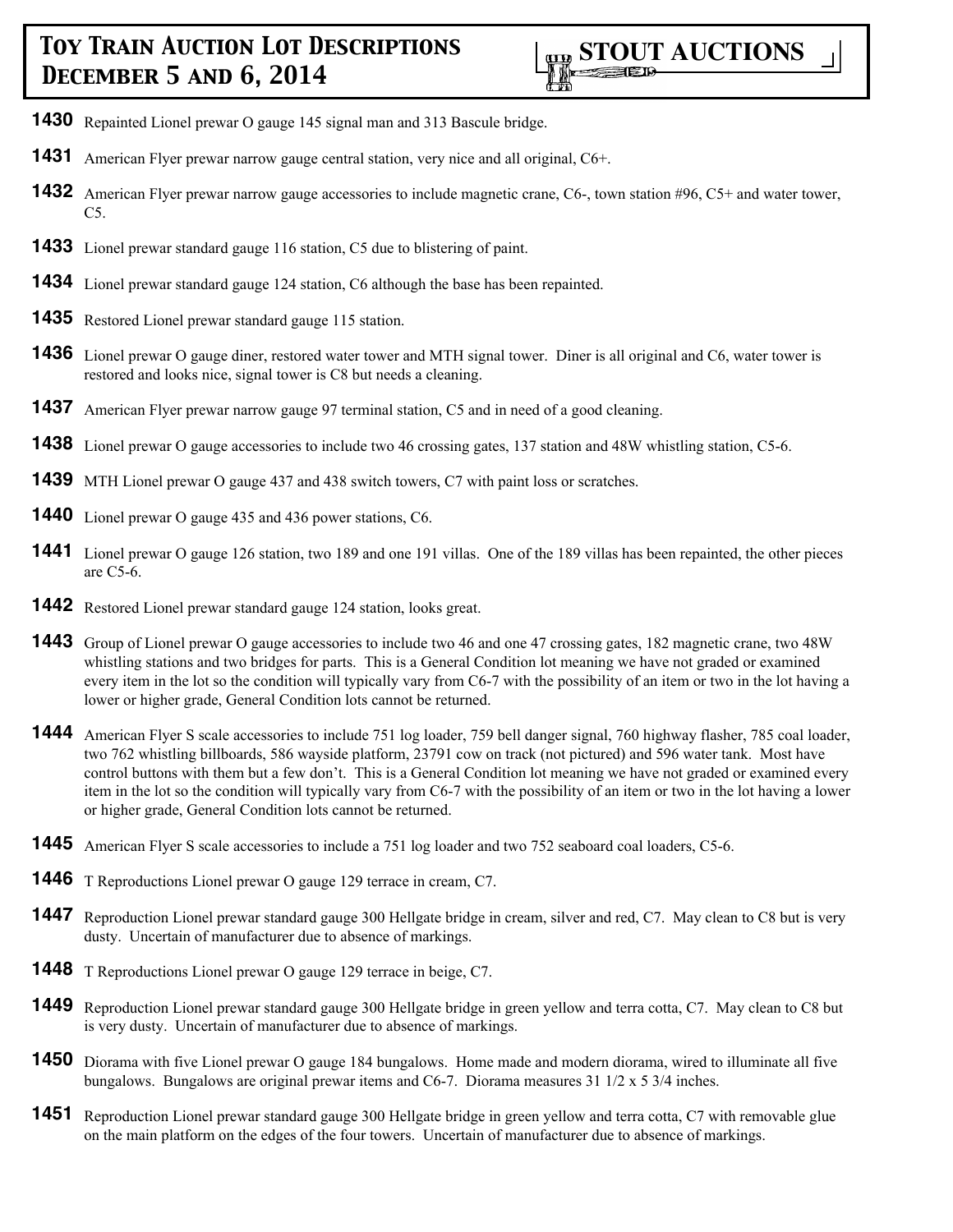**1430** Repainted Lionel prewar O gauge 145 signal man and 313 Bascule bridge.

**1431** American Flyer prewar narrow gauge central station, very nice and all original, C6+.

**1432** American Flyer prewar narrow gauge accessories to include magnetic crane, C6-, town station #96, C5+ and water tower, C5.

**1433** Lionel prewar standard gauge 116 station, C5 due to blistering of paint.

**1434** Lionel prewar standard gauge 124 station, C6 although the base has been repainted.

**1435** Restored Lionel prewar standard gauge 115 station.

**1436** Lionel prewar O gauge diner, restored water tower and MTH signal tower. Diner is all original and C6, water tower is restored and looks nice, signal tower is C8 but needs a cleaning.

**1437** American Flyer prewar narrow gauge 97 terminal station, C5 and in need of a good cleaning.

**1438** Lionel prewar O gauge accessories to include two 46 crossing gates, 137 station and 48W whistling station, C5-6.

**1439** MTH Lionel prewar O gauge 437 and 438 switch towers, C7 with paint loss or scratches.

**1440** Lionel prewar O gauge 435 and 436 power stations, C6.

**1441** Lionel prewar O gauge 126 station, two 189 and one 191 villas. One of the 189 villas has been repainted, the other pieces are C5-6.

**1442** Restored Lionel prewar standard gauge 124 station, looks great.

**1443** Group of Lionel prewar O gauge accessories to include two 46 and one 47 crossing gates, 182 magnetic crane, two 48W whistling stations and two bridges for parts. This is a General Condition lot meaning we have not graded or examined every item in the lot so the condition will typically vary from C6-7 with the possibility of an item or two in the lot having a lower or higher grade, General Condition lots cannot be returned.

**1444** American Flyer S scale accessories to include 751 log loader, 759 bell danger signal, 760 highway flasher, 785 coal loader, two 762 whistling billboards, 586 wayside platform, 23791 cow on track (not pictured) and 596 water tank. Most have control buttons with them but a few don't. This is a General Condition lot meaning we have not graded or examined every item in the lot so the condition will typically vary from C6-7 with the possibility of an item or two in the lot having a lower or higher grade, General Condition lots cannot be returned.

**1445** American Flyer S scale accessories to include a 751 log loader and two 752 seaboard coal loaders, C5-6.

**1446** T Reproductions Lionel prewar O gauge 129 terrace in cream, C7.

**1447** Reproduction Lionel prewar standard gauge 300 Hellgate bridge in cream, silver and red, C7. May clean to C8 but is very dusty. Uncertain of manufacturer due to absence of markings.

**1448** T Reproductions Lionel prewar O gauge 129 terrace in beige, C7.

**1449** Reproduction Lionel prewar standard gauge 300 Hellgate bridge in green yellow and terra cotta, C7. May clean to C8 but is very dusty. Uncertain of manufacturer due to absence of markings.

**1450** Diorama with five Lionel prewar O gauge 184 bungalows. Home made and modern diorama, wired to illuminate all five bungalows. Bungalows are original prewar items and C6-7. Diorama measures 31 1/2 x 5 3/4 inches.

**1451** Reproduction Lionel prewar standard gauge 300 Hellgate bridge in green yellow and terra cotta, C7 with removable glue on the main platform on the edges of the four towers. Uncertain of manufacturer due to absence of markings.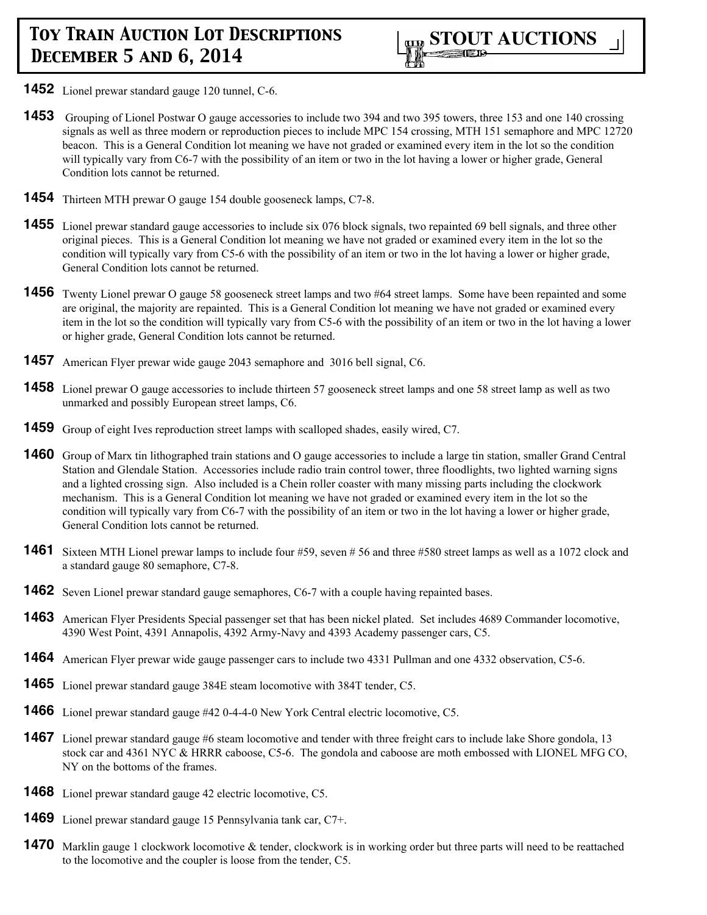**1452** Lionel prewar standard gauge 120 tunnel, C-6.

**1453** Grouping of Lionel Postwar O gauge accessories to include two 394 and two 395 towers, three 153 and one 140 crossing signals as well as three modern or reproduction pieces to include MPC 154 crossing, MTH 151 semaphore and MPC 12720 beacon. This is a General Condition lot meaning we have not graded or examined every item in the lot so the condition will typically vary from C6-7 with the possibility of an item or two in the lot having a lower or higher grade, General Condition lots cannot be returned.

**1454** Thirteen MTH prewar O gauge 154 double gooseneck lamps, C7-8.

**1455** Lionel prewar standard gauge accessories to include six 076 block signals, two repainted 69 bell signals, and three other original pieces. This is a General Condition lot meaning we have not graded or examined every item in the lot so the condition will typically vary from C5-6 with the possibility of an item or two in the lot having a lower or higher grade, General Condition lots cannot be returned.

**1456** Twenty Lionel prewar O gauge 58 gooseneck street lamps and two #64 street lamps. Some have been repainted and some are original, the majority are repainted. This is a General Condition lot meaning we have not graded or examined every item in the lot so the condition will typically vary from C5-6 with the possibility of an item or two in the lot having a lower or higher grade, General Condition lots cannot be returned.

**1457** American Flyer prewar wide gauge 2043 semaphore and 3016 bell signal, C6.

**1458** Lionel prewar O gauge accessories to include thirteen 57 gooseneck street lamps and one 58 street lamp as well as two unmarked and possibly European street lamps, C6.

**1459** Group of eight Ives reproduction street lamps with scalloped shades, easily wired, C7.

**1460** Group of Marx tin lithographed train stations and O gauge accessories to include a large tin station, smaller Grand Central Station and Glendale Station. Accessories include radio train control tower, three floodlights, two lighted warning signs and a lighted crossing sign. Also included is a Chein roller coaster with many missing parts including the clockwork mechanism. This is a General Condition lot meaning we have not graded or examined every item in the lot so the condition will typically vary from C6-7 with the possibility of an item or two in the lot having a lower or higher grade, General Condition lots cannot be returned.

**1461** Sixteen MTH Lionel prewar lamps to include four #59, seven # 56 and three #580 street lamps as well as a 1072 clock and a standard gauge 80 semaphore, C7-8.

**1462** Seven Lionel prewar standard gauge semaphores, C6-7 with a couple having repainted bases.

**1463** American Flyer Presidents Special passenger set that has been nickel plated. Set includes 4689 Commander locomotive, 4390 West Point, 4391 Annapolis, 4392 Army-Navy and 4393 Academy passenger cars, C5.

**1464** American Flyer prewar wide gauge passenger cars to include two 4331 Pullman and one 4332 observation, C5-6.

**1465** Lionel prewar standard gauge 384E steam locomotive with 384T tender, C5.

**1466** Lionel prewar standard gauge #42 0-4-4-0 New York Central electric locomotive, C5.

**1467** Lionel prewar standard gauge #6 steam locomotive and tender with three freight cars to include lake Shore gondola, 13 stock car and 4361 NYC & HRRR caboose, C5-6. The gondola and caboose are moth embossed with LIONEL MFG CO, NY on the bottoms of the frames.

**1468** Lionel prewar standard gauge 42 electric locomotive, C5.

**1469** Lionel prewar standard gauge 15 Pennsylvania tank car, C7+.

**1470** Marklin gauge 1 clockwork locomotive & tender, clockwork is in working order but three parts will need to be reattached to the locomotive and the coupler is loose from the tender, C5.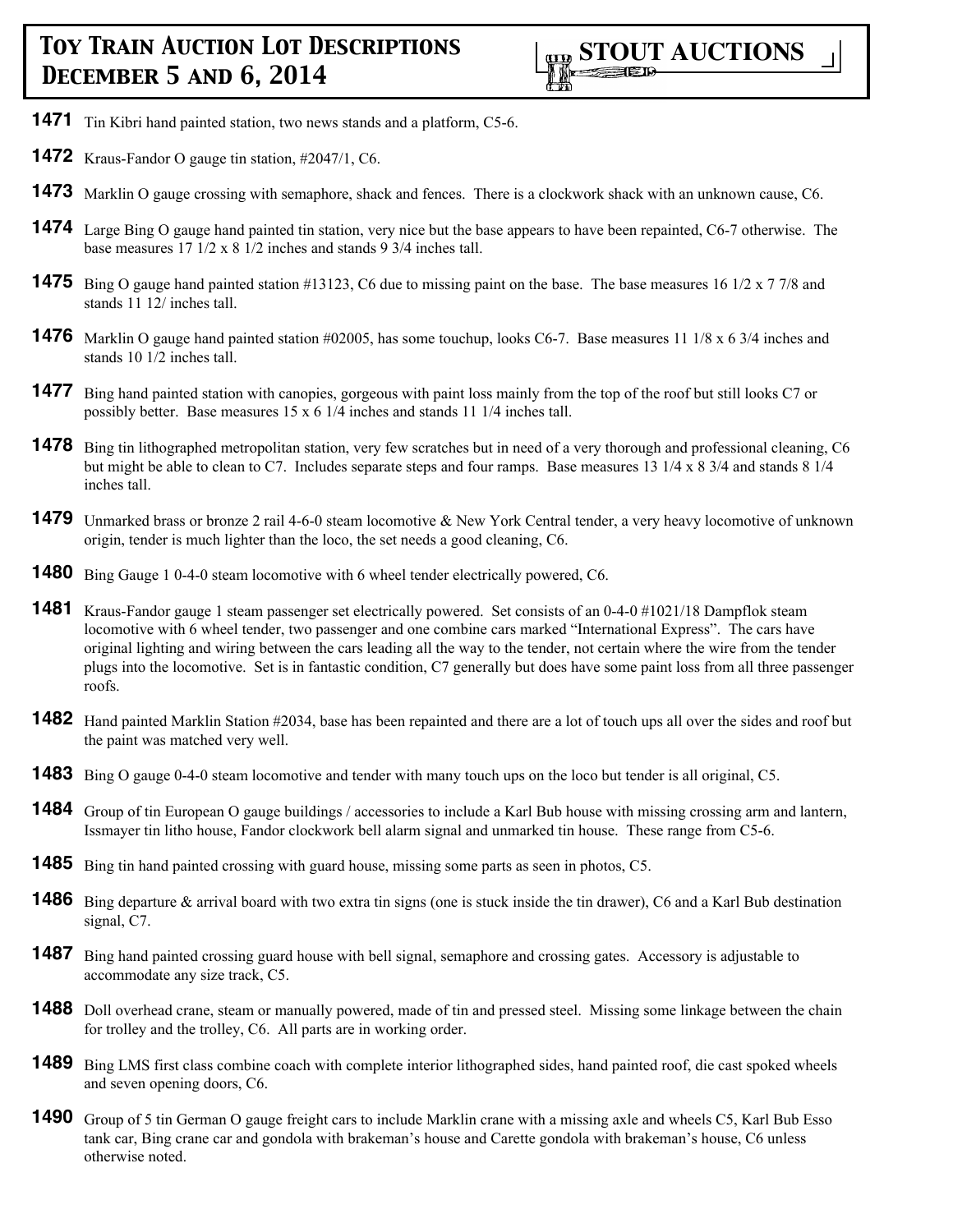**1471** Tin Kibri hand painted station, two news stands and a platform, C5-6.

**1472** Kraus-Fandor O gauge tin station, #2047/1, C6.

**1473** Marklin O gauge crossing with semaphore, shack and fences. There is a clockwork shack with an unknown cause, C6.

**1474** Large Bing O gauge hand painted tin station, very nice but the base appears to have been repainted, C6-7 otherwise. The base measures 17 1/2 x 8 1/2 inches and stands 9 3/4 inches tall.

**1475** Bing O gauge hand painted station #13123, C6 due to missing paint on the base. The base measures 16 1/2 x 7 7/8 and stands 11 12/ inches tall.

**1476** Marklin O gauge hand painted station #02005, has some touchup, looks C6-7. Base measures 11 1/8 x 6 3/4 inches and stands 10 1/2 inches tall.

**1477** Bing hand painted station with canopies, gorgeous with paint loss mainly from the top of the roof but still looks C7 or possibly better. Base measures 15 x 6 1/4 inches and stands 11 1/4 inches tall.

**1478** Bing tin lithographed metropolitan station, very few scratches but in need of a very thorough and professional cleaning, C6 but might be able to clean to C7. Includes separate steps and four ramps. Base measures 13 1/4 x 8 3/4 and stands 8 1/4 inches tall.

**1479** Unmarked brass or bronze 2 rail 4-6-0 steam locomotive & New York Central tender, a very heavy locomotive of unknown origin, tender is much lighter than the loco, the set needs a good cleaning, C6.

**1480** Bing Gauge 1 0-4-0 steam locomotive with 6 wheel tender electrically powered, C6.

**1481** Kraus-Fandor gauge 1 steam passenger set electrically powered. Set consists of an 0-4-0 #1021/18 Dampflok steam locomotive with 6 wheel tender, two passenger and one combine cars marked "International Express". The cars have original lighting and wiring between the cars leading all the way to the tender, not certain where the wire from the tender plugs into the locomotive. Set is in fantastic condition, C7 generally but does have some paint loss from all three passenger roofs.

**1482** Hand painted Marklin Station #2034, base has been repainted and there are a lot of touch ups all over the sides and roof but the paint was matched very well.

**1483** Bing O gauge 0-4-0 steam locomotive and tender with many touch ups on the loco but tender is all original, C5.

**1484** Group of tin European O gauge buildings / accessories to include a Karl Bub house with missing crossing arm and lantern, Issmayer tin litho house, Fandor clockwork bell alarm signal and unmarked tin house. These range from C5-6.

**1485** Bing tin hand painted crossing with guard house, missing some parts as seen in photos, C5.

**1486** Bing departure & arrival board with two extra tin signs (one is stuck inside the tin drawer), C6 and a Karl Bub destination signal, C7.

**1487** Bing hand painted crossing guard house with bell signal, semaphore and crossing gates. Accessory is adjustable to accommodate any size track, C5.

**1488** Doll overhead crane, steam or manually powered, made of tin and pressed steel. Missing some linkage between the chain for trolley and the trolley, C6. All parts are in working order.

**1489** Bing LMS first class combine coach with complete interior lithographed sides, hand painted roof, die cast spoked wheels and seven opening doors, C6.

**1490** Group of 5 tin German O gauge freight cars to include Marklin crane with a missing axle and wheels C5, Karl Bub Esso tank car, Bing crane car and gondola with brakeman's house and Carette gondola with brakeman's house, C6 unless otherwise noted.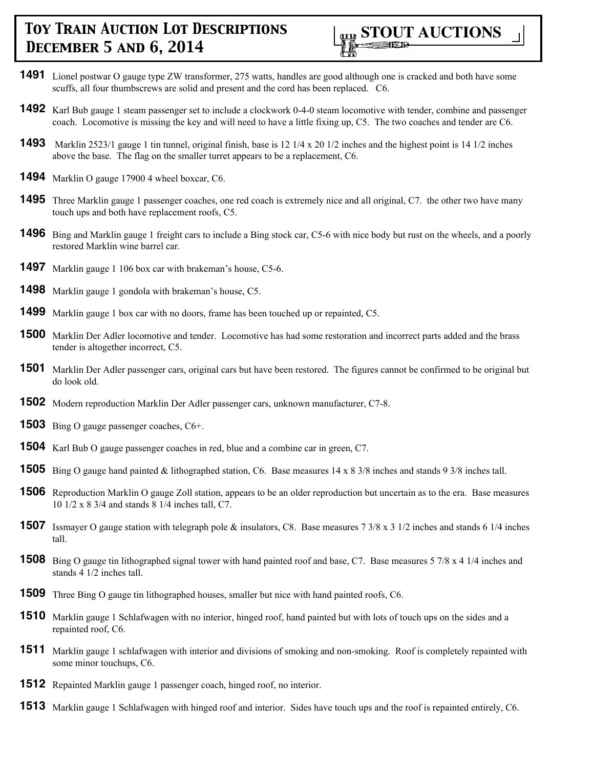**1491** Lionel postwar O gauge type ZW transformer, 275 watts, handles are good although one is cracked and both have some scuffs, all four thumbscrews are solid and present and the cord has been replaced. C6.

**1492** Karl Bub gauge 1 steam passenger set to include a clockwork 0-4-0 steam locomotive with tender, combine and passenger coach. Locomotive is missing the key and will need to have a little fixing up, C5. The two coaches and tender are C6.

**1493** Marklin 2523/1 gauge 1 tin tunnel, original finish, base is 12 1/4 x 20 1/2 inches and the highest point is 14 1/2 inches above the base. The flag on the smaller turret appears to be a replacement, C6.

**1494** Marklin O gauge 17900 4 wheel boxcar, C6.

**1495** Three Marklin gauge 1 passenger coaches, one red coach is extremely nice and all original, C7. the other two have many touch ups and both have replacement roofs, C5.

**1496** Bing and Marklin gauge 1 freight cars to include a Bing stock car, C5-6 with nice body but rust on the wheels, and a poorly restored Marklin wine barrel car.

**1497** Marklin gauge 1 106 box car with brakeman's house, C5-6.

**1498** Marklin gauge 1 gondola with brakeman's house, C5.

**1499** Marklin gauge 1 box car with no doors, frame has been touched up or repainted, C5.

**1500** Marklin Der Adler locomotive and tender. Locomotive has had some restoration and incorrect parts added and the brass tender is altogether incorrect, C5.

**1501** Marklin Der Adler passenger cars, original cars but have been restored. The figures cannot be confirmed to be original but do look old.

**1502** Modern reproduction Marklin Der Adler passenger cars, unknown manufacturer, C7-8.

**1503** Bing O gauge passenger coaches, C6+.

**1504** Karl Bub O gauge passenger coaches in red, blue and a combine car in green, C7.

**1505** Bing O gauge hand painted & lithographed station, C6. Base measures 14 x 8 3/8 inches and stands 9 3/8 inches tall.

**1506** Reproduction Marklin O gauge Zoll station, appears to be an older reproduction but uncertain as to the era. Base measures 10 1/2 x 8 3/4 and stands 8 1/4 inches tall, C7.

**1507** Issmayer O gauge station with telegraph pole & insulators, C8. Base measures 7 3/8 x 3 1/2 inches and stands 6 1/4 inches tall.

**1508** Bing O gauge tin lithographed signal tower with hand painted roof and base, C7. Base measures 5 7/8 x 4 1/4 inches and stands 4 1/2 inches tall.

**1509** Three Bing O gauge tin lithographed houses, smaller but nice with hand painted roofs, C6.

**1510** Marklin gauge 1 Schlafwagen with no interior, hinged roof, hand painted but with lots of touch ups on the sides and a repainted roof, C6.

**1511** Marklin gauge 1 schlafwagen with interior and divisions of smoking and non-smoking. Roof is completely repainted with some minor touchups, C6.

**1512** Repainted Marklin gauge 1 passenger coach, hinged roof, no interior.

**1513** Marklin gauge 1 Schlafwagen with hinged roof and interior. Sides have touch ups and the roof is repainted entirely, C6.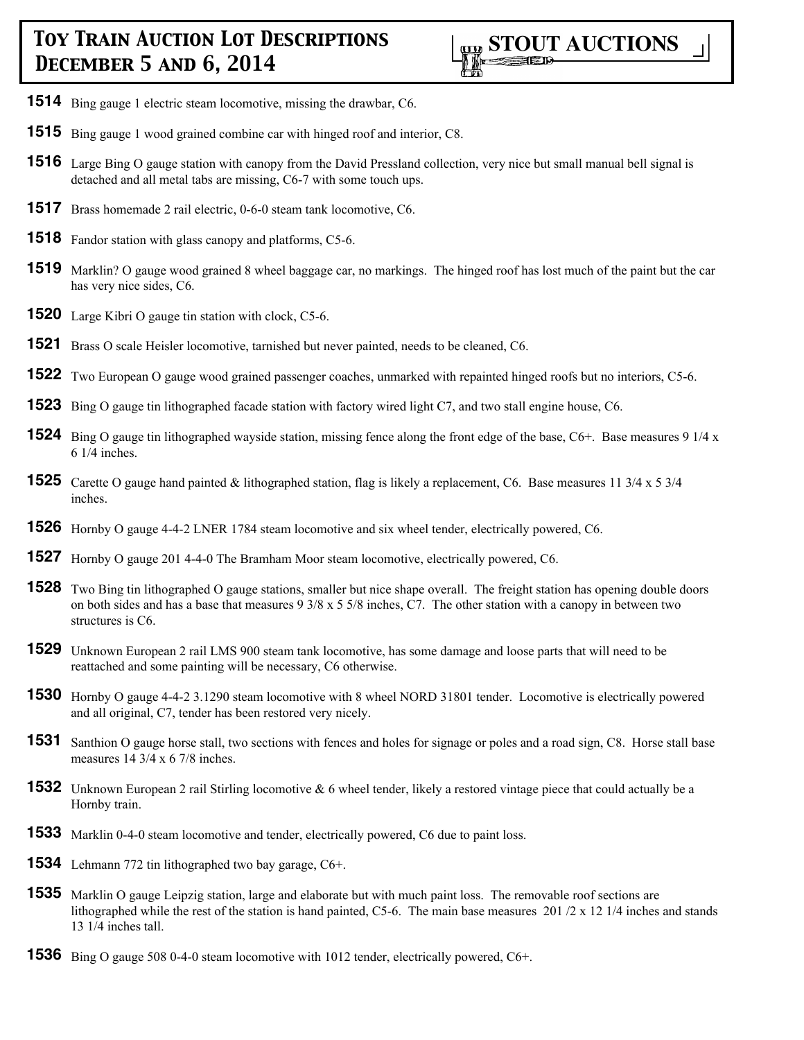**1514** Bing gauge 1 electric steam locomotive, missing the drawbar, C6.

**1515** Bing gauge 1 wood grained combine car with hinged roof and interior, C8.

**1516** Large Bing O gauge station with canopy from the David Pressland collection, very nice but small manual bell signal is detached and all metal tabs are missing, C6-7 with some touch ups.

**1517** Brass homemade 2 rail electric, 0-6-0 steam tank locomotive, C6.

**1518** Fandor station with glass canopy and platforms, C5-6.

**1519** Marklin? O gauge wood grained 8 wheel baggage car, no markings. The hinged roof has lost much of the paint but the car has very nice sides, C6.

**1520** Large Kibri O gauge tin station with clock, C5-6.

**1521** Brass O scale Heisler locomotive, tarnished but never painted, needs to be cleaned, C6.

**1522** Two European O gauge wood grained passenger coaches, unmarked with repainted hinged roofs but no interiors, C5-6.

**1523** Bing O gauge tin lithographed facade station with factory wired light C7, and two stall engine house, C6.

**1524** Bing O gauge tin lithographed wayside station, missing fence along the front edge of the base, C6+. Base measures 9 1/4 x 6 1/4 inches.

**1525** Carette O gauge hand painted & lithographed station, flag is likely a replacement, C6. Base measures 11 3/4 x 5 3/4 inches.

**1526** Hornby O gauge 4-4-2 LNER 1784 steam locomotive and six wheel tender, electrically powered, C6.

**1527** Hornby O gauge 201 4-4-0 The Bramham Moor steam locomotive, electrically powered, C6.

**1528** Two Bing tin lithographed O gauge stations, smaller but nice shape overall. The freight station has opening double doors on both sides and has a base that measures 9 3/8 x 5 5/8 inches, C7. The other station with a canopy in between two structures is C6.

**1529** Unknown European 2 rail LMS 900 steam tank locomotive, has some damage and loose parts that will need to be reattached and some painting will be necessary, C6 otherwise.

**1530** Hornby O gauge 4-4-2 3.1290 steam locomotive with 8 wheel NORD 31801 tender. Locomotive is electrically powered and all original, C7, tender has been restored very nicely.

**1531** Santhion O gauge horse stall, two sections with fences and holes for signage or poles and a road sign, C8. Horse stall base measures 14 3/4 x 6 7/8 inches.

**1532** Unknown European 2 rail Stirling locomotive & 6 wheel tender, likely a restored vintage piece that could actually be a Hornby train.

**1533** Marklin 0-4-0 steam locomotive and tender, electrically powered, C6 due to paint loss.

**1534** Lehmann 772 tin lithographed two bay garage, C6+.

**1535** Marklin O gauge Leipzig station, large and elaborate but with much paint loss. The removable roof sections are lithographed while the rest of the station is hand painted, C5-6. The main base measures 201 /2 x 12 1/4 inches and stands 13 1/4 inches tall.

**1536** Bing O gauge 508 0-4-0 steam locomotive with 1012 tender, electrically powered, C6+.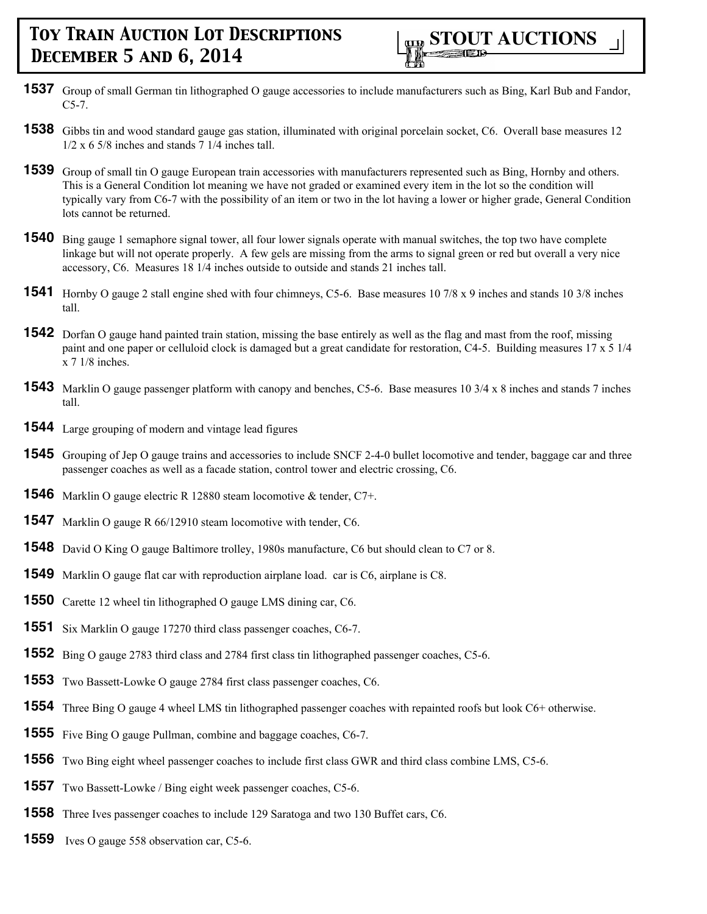**1537** Group of small German tin lithographed O gauge accessories to include manufacturers such as Bing, Karl Bub and Fandor, C5-7.

**1538** Gibbs tin and wood standard gauge gas station, illuminated with original porcelain socket, C6. Overall base measures 12 1/2 x 6 5/8 inches and stands 7 1/4 inches tall.

**1539** Group of small tin O gauge European train accessories with manufacturers represented such as Bing, Hornby and others. This is a General Condition lot meaning we have not graded or examined every item in the lot so the condition will typically vary from C6-7 with the possibility of an item or two in the lot having a lower or higher grade, General Condition lots cannot be returned.

**1540** Bing gauge 1 semaphore signal tower, all four lower signals operate with manual switches, the top two have complete linkage but will not operate properly. A few gels are missing from the arms to signal green or red but overall a very nice accessory, C6. Measures 18 1/4 inches outside to outside and stands 21 inches tall.

**1541** Hornby O gauge 2 stall engine shed with four chimneys, C5-6. Base measures 10 7/8 x 9 inches and stands 10 3/8 inches tall.

**1542** Dorfan O gauge hand painted train station, missing the base entirely as well as the flag and mast from the roof, missing paint and one paper or celluloid clock is damaged but a great candidate for restoration, C4-5. Building measures 17 x 5 1/4 x 7 1/8 inches.

**1543** Marklin O gauge passenger platform with canopy and benches, C5-6. Base measures 10 3/4 x 8 inches and stands 7 inches tall.

**1544** Large grouping of modern and vintage lead figures

**1545** Grouping of Jep O gauge trains and accessories to include SNCF 2-4-0 bullet locomotive and tender, baggage car and three passenger coaches as well as a facade station, control tower and electric crossing, C6.

**1546** Marklin O gauge electric R 12880 steam locomotive & tender, C7+.

**1547** Marklin O gauge R 66/12910 steam locomotive with tender, C6.

**1548** David O King O gauge Baltimore trolley, 1980s manufacture, C6 but should clean to C7 or 8.

**1549** Marklin O gauge flat car with reproduction airplane load. car is C6, airplane is C8.

**1550** Carette 12 wheel tin lithographed O gauge LMS dining car, C6.

**1551** Six Marklin O gauge 17270 third class passenger coaches, C6-7.

**1552** Bing O gauge 2783 third class and 2784 first class tin lithographed passenger coaches, C5-6.

**1553** Two Bassett-Lowke O gauge 2784 first class passenger coaches, C6.

**1554** Three Bing O gauge 4 wheel LMS tin lithographed passenger coaches with repainted roofs but look C6+ otherwise.

**1555** Five Bing O gauge Pullman, combine and baggage coaches, C6-7.

**1556** Two Bing eight wheel passenger coaches to include first class GWR and third class combine LMS, C5-6.

**1557** Two Bassett-Lowke / Bing eight week passenger coaches, C5-6.

**1558** Three Ives passenger coaches to include 129 Saratoga and two 130 Buffet cars, C6.

**1559** Ives O gauge 558 observation car, C5-6.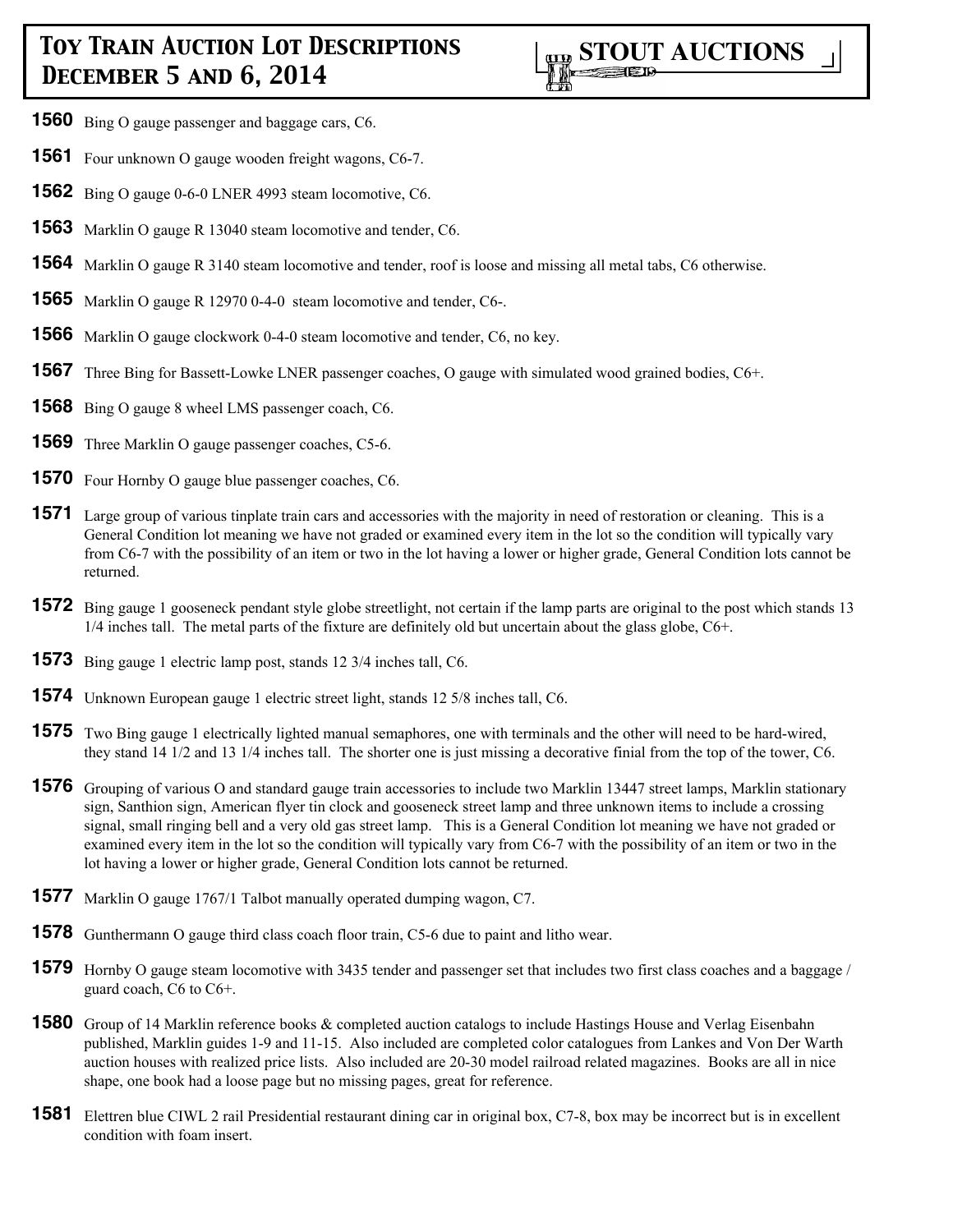**1560** Bing O gauge passenger and baggage cars, C6.

**1561** Four unknown O gauge wooden freight wagons, C6-7.

**1562** Bing O gauge 0-6-0 LNER 4993 steam locomotive, C6.

**1563** Marklin O gauge R 13040 steam locomotive and tender, C6.

**1564** Marklin O gauge R 3140 steam locomotive and tender, roof is loose and missing all metal tabs, C6 otherwise.

**1565** Marklin O gauge R 12970 0-4-0 steam locomotive and tender, C6-.

**1566** Marklin O gauge clockwork 0-4-0 steam locomotive and tender, C6, no key.

**1567** Three Bing for Bassett-Lowke LNER passenger coaches, O gauge with simulated wood grained bodies, C6+.

**1568** Bing O gauge 8 wheel LMS passenger coach, C6.

**1569** Three Marklin O gauge passenger coaches, C5-6.

**1570** Four Hornby O gauge blue passenger coaches, C6.

**1571** Large group of various tinplate train cars and accessories with the majority in need of restoration or cleaning. This is a General Condition lot meaning we have not graded or examined every item in the lot so the condition will typically vary from C6-7 with the possibility of an item or two in the lot having a lower or higher grade, General Condition lots cannot be returned.

**1572** Bing gauge 1 gooseneck pendant style globe streetlight, not certain if the lamp parts are original to the post which stands 13 1/4 inches tall. The metal parts of the fixture are definitely old but uncertain about the glass globe, C6+.

**1573** Bing gauge 1 electric lamp post, stands 12 3/4 inches tall, C6.

**1574** Unknown European gauge 1 electric street light, stands 12 5/8 inches tall, C6.

**1575** Two Bing gauge 1 electrically lighted manual semaphores, one with terminals and the other will need to be hard-wired, they stand 14 1/2 and 13 1/4 inches tall. The shorter one is just missing a decorative finial from the top of the tower, C6.

**1576** Grouping of various O and standard gauge train accessories to include two Marklin 13447 street lamps, Marklin stationary sign, Santhion sign, American flyer tin clock and gooseneck street lamp and three unknown items to include a crossing signal, small ringing bell and a very old gas street lamp. This is a General Condition lot meaning we have not graded or examined every item in the lot so the condition will typically vary from C6-7 with the possibility of an item or two in the lot having a lower or higher grade, General Condition lots cannot be returned.

**1577** Marklin O gauge 1767/1 Talbot manually operated dumping wagon, C7.

**1578** Gunthermann O gauge third class coach floor train, C5-6 due to paint and litho wear.

**1579** Hornby O gauge steam locomotive with 3435 tender and passenger set that includes two first class coaches and a baggage / guard coach, C6 to C6+.

**1580** Group of 14 Marklin reference books & completed auction catalogs to include Hastings House and Verlag Eisenbahn published, Marklin guides 1-9 and 11-15. Also included are completed color catalogues from Lankes and Von Der Warth auction houses with realized price lists. Also included are 20-30 model railroad related magazines. Books are all in nice shape, one book had a loose page but no missing pages, great for reference.

**1581** Elettren blue CIWL 2 rail Presidential restaurant dining car in original box, C7-8, box may be incorrect but is in excellent condition with foam insert.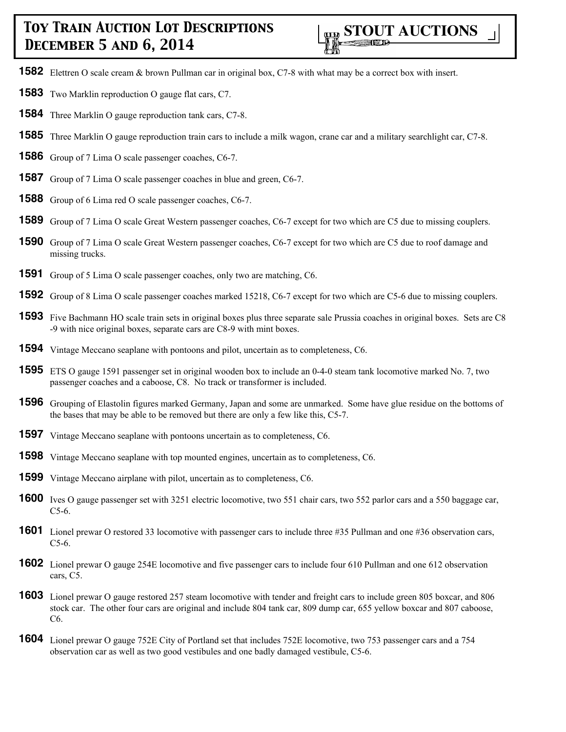**1582** Elettren O scale cream & brown Pullman car in original box, C7-8 with what may be a correct box with insert.

**1583** Two Marklin reproduction O gauge flat cars, C7.

**1584** Three Marklin O gauge reproduction tank cars, C7-8.

**1585** Three Marklin O gauge reproduction train cars to include a milk wagon, crane car and a military searchlight car, C7-8.

**1586** Group of 7 Lima O scale passenger coaches, C6-7.

**1587** Group of 7 Lima O scale passenger coaches in blue and green, C6-7.

**1588** Group of 6 Lima red O scale passenger coaches, C6-7.

**1589** Group of 7 Lima O scale Great Western passenger coaches, C6-7 except for two which are C5 due to missing couplers.

**1590** Group of 7 Lima O scale Great Western passenger coaches, C6-7 except for two which are C5 due to roof damage and missing trucks.

**1591** Group of 5 Lima O scale passenger coaches, only two are matching, C6.

**1592** Group of 8 Lima O scale passenger coaches marked 15218, C6-7 except for two which are C5-6 due to missing couplers.

**1593** Five Bachmann HO scale train sets in original boxes plus three separate sale Prussia coaches in original boxes. Sets are C8-9 with nice original boxes, separate cars are C8-9 with mint boxes.

**1594** Vintage Meccano seaplane with pontoons and pilot, uncertain as to completeness, C6.

**1595** ETS O gauge 1591 passenger set in original wooden box to include an 0-4-0 steam tank locomotive marked No. 7, two passenger coaches and a caboose, C8. No track or transformer is included.

**1596** Grouping of Elastolin figures marked Germany, Japan and some are unmarked. Some have glue residue on the bottoms of the bases that may be able to be removed but there are only a few like this, C5-7.

**1597** Vintage Meccano seaplane with pontoons uncertain as to completeness, C6.

**1598** Vintage Meccano seaplane with top mounted engines, uncertain as to completeness, C6.

**1599** Vintage Meccano airplane with pilot, uncertain as to completeness, C6.

**1600** Ives O gauge passenger set with 3251 electric locomotive, two 551 chair cars, two 552 parlor cars and a 550 baggage car, C5-6.

**1601** Lionel prewar O restored 33 locomotive with passenger cars to include three #35 Pullman and one #36 observation cars, C5-6.

**1602** Lionel prewar O gauge 254E locomotive and five passenger cars to include four 610 Pullman and one 612 observation cars, C5.

**1603** Lionel prewar O gauge restored 257 steam locomotive with tender and freight cars to include green 805 boxcar, and 806 stock car. The other four cars are original and include 804 tank car, 809 dump car, 655 yellow boxcar and 807 caboose, C6.

**1604** Lionel prewar O gauge 752E City of Portland set that includes 752E locomotive, two 753 passenger cars and a 754 observation car as well as two good vestibules and one badly damaged vestibule, C5-6.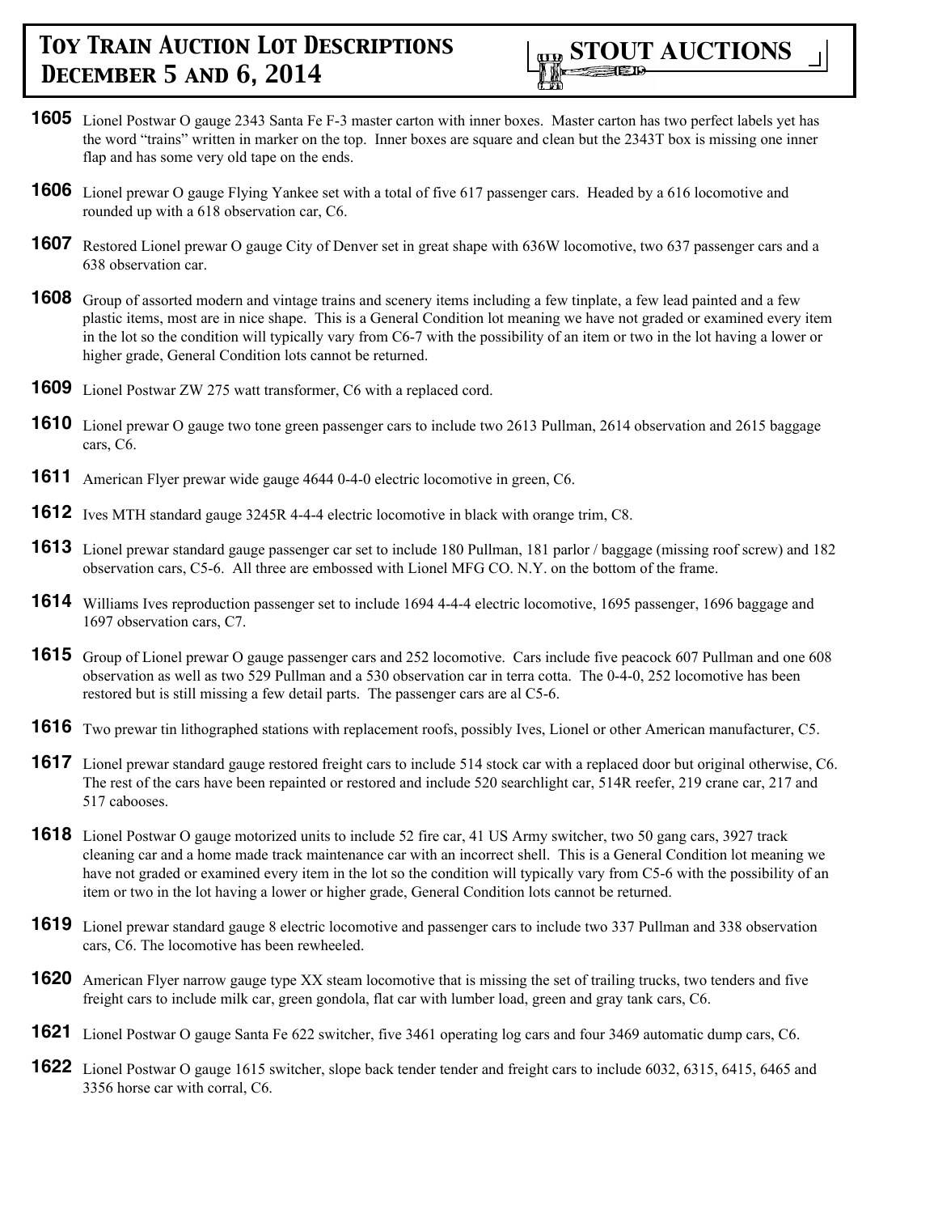**1605** Lionel Postwar O gauge 2343 Santa Fe F-3 master carton with inner boxes. Master carton has two perfect labels yet has the word "trains" written in marker on the top. Inner boxes are square and clean but the 2343T box is missing one inner flap and has some very old tape on the ends.

**1606** Lionel prewar O gauge Flying Yankee set with a total of five 617 passenger cars. Headed by a 616 locomotive and rounded up with a 618 observation car, C6.

**1607** Restored Lionel prewar O gauge City of Denver set in great shape with 636W locomotive, two 637 passenger cars and a 638 observation car.

**1608** Group of assorted modern and vintage trains and scenery items including a few tinplate, a few lead painted and a few plastic items, most are in nice shape. This is a General Condition lot meaning we have not graded or examined every item in the lot so the condition will typically vary from C6-7 with the possibility of an item or two in the lot having a lower or higher grade, General Condition lots cannot be returned.

**1609** Lionel Postwar ZW 275 watt transformer, C6 with a replaced cord.

**1610** Lionel prewar O gauge two tone green passenger cars to include two 2613 Pullman, 2614 observation and 2615 baggage cars, C6.

**1611** American Flyer prewar wide gauge 4644 0-4-0 electric locomotive in green, C6.

**1612** Ives MTH standard gauge 3245R 4-4-4 electric locomotive in black with orange trim, C8.

**1613** Lionel prewar standard gauge passenger car set to include 180 Pullman, 181 parlor / baggage (missing roof screw) and 182 observation cars, C5-6. All three are embossed with Lionel MFG CO. N.Y. on the bottom of the frame.

**1614** Williams Ives reproduction passenger set to include 1694 4-4-4 electric locomotive, 1695 passenger, 1696 baggage and 1697 observation cars, C7.

**1615** Group of Lionel prewar O gauge passenger cars and 252 locomotive. Cars include five peacock 607 Pullman and one 608 observation as well as two 529 Pullman and a 530 observation car in terra cotta. The 0-4-0, 252 locomotive has been restored but is still missing a few detail parts. The passenger cars are al C5-6.

**1616** Two prewar tin lithographed stations with replacement roofs, possibly Ives, Lionel or other American manufacturer, C5.

**1617** Lionel prewar standard gauge restored freight cars to include 514 stock car with a replaced door but original otherwise, C6. The rest of the cars have been repainted or restored and include 520 searchlight car, 514R reefer, 219 crane car, 217 and 517 cabooses.

**1618** Lionel Postwar O gauge motorized units to include 52 fire car, 41 US Army switcher, two 50 gang cars, 3927 track cleaning car and a home made track maintenance car with an incorrect shell. This is a General Condition lot meaning we have not graded or examined every item in the lot so the condition will typically vary from C5-6 with the possibility of an item or two in the lot having a lower or higher grade, General Condition lots cannot be returned.

**1619** Lionel prewar standard gauge 8 electric locomotive and passenger cars to include two 337 Pullman and 338 observation cars, C6. The locomotive has been rewheeled.

**1620** American Flyer narrow gauge type XX steam locomotive that is missing the set of trailing trucks, two tenders and five freight cars to include milk car, green gondola, flat car with lumber load, green and gray tank cars, C6.

**1621** Lionel Postwar O gauge Santa Fe 622 switcher, five 3461 operating log cars and four 3469 automatic dump cars, C6.

**1622** Lionel Postwar O gauge 1615 switcher, slope back tender tender and freight cars to include 6032, 6315, 6415, 6465 and 3356 horse car with corral, C6.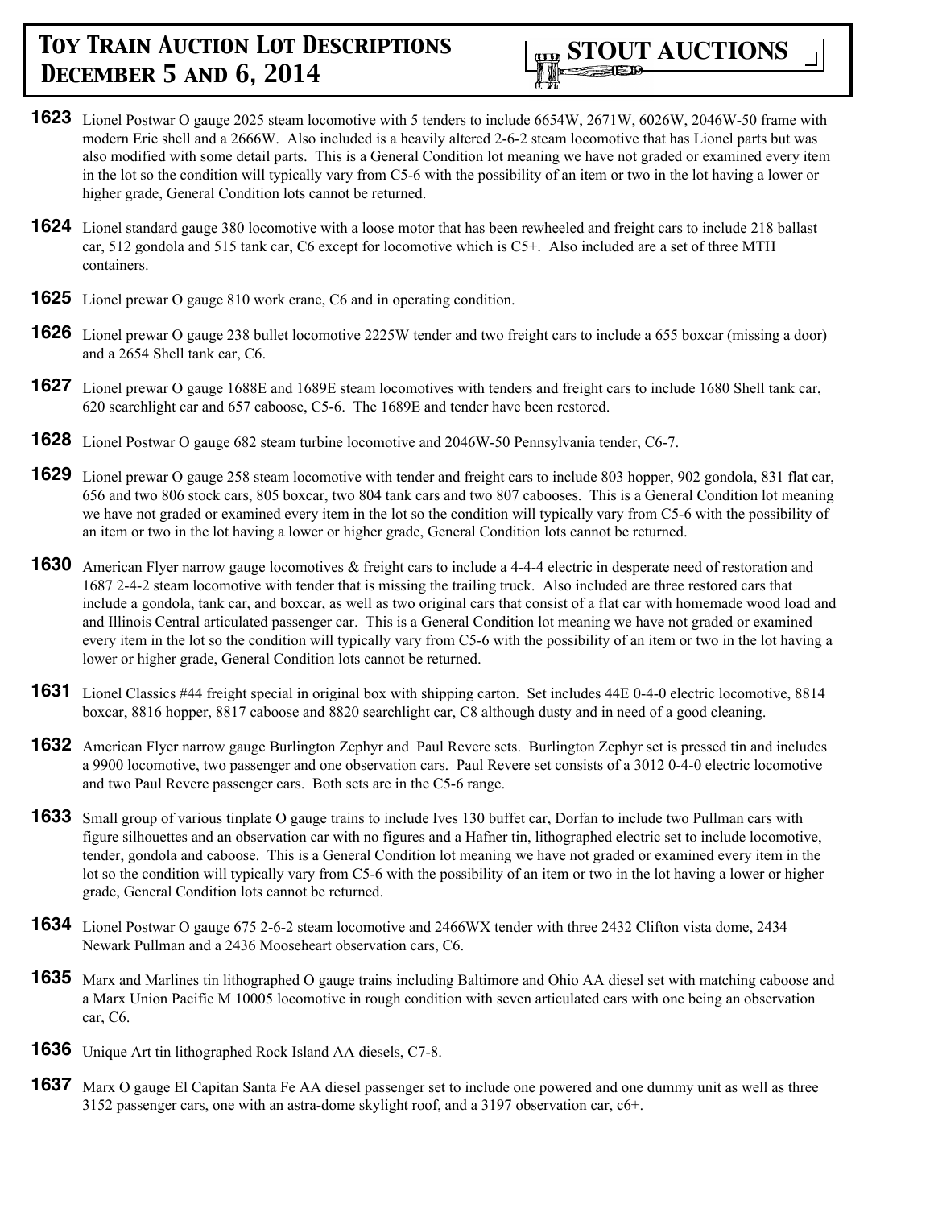**1623** Lionel Postwar O gauge 2025 steam locomotive with 5 tenders to include 6654W, 2671W, 6026W, 2046W-50 frame with modern Erie shell and a 2666W. Also included is a heavily altered 2-6-2 steam locomotive that has Lionel parts but was also modified with some detail parts. This is a General Condition lot meaning we have not graded or examined every item in the lot so the condition will typically vary from C5-6 with the possibility of an item or two in the lot having a lower or higher grade, General Condition lots cannot be returned.

**1624** Lionel standard gauge 380 locomotive with a loose motor that has been rewheeled and freight cars to include 218 ballast car, 512 gondola and 515 tank car, C6 except for locomotive which is C5+. Also included are a set of three MTH containers.

**1625** Lionel prewar O gauge 810 work crane, C6 and in operating condition.

**1626** Lionel prewar O gauge 238 bullet locomotive 2225W tender and two freight cars to include a 655 boxcar (missing a door) and a 2654 Shell tank car, C6.

**1627** Lionel prewar O gauge 1688E and 1689E steam locomotives with tenders and freight cars to include 1680 Shell tank car, 620 searchlight car and 657 caboose, C5-6. The 1689E and tender have been restored.

**1628** Lionel Postwar O gauge 682 steam turbine locomotive and 2046W-50 Pennsylvania tender, C6-7.

**1629** Lionel prewar O gauge 258 steam locomotive with tender and freight cars to include 803 hopper, 902 gondola, 831 flat car, 656 and two 806 stock cars, 805 boxcar, two 804 tank cars and two 807 cabooses. This is a General Condition lot meaning we have not graded or examined every item in the lot so the condition will typically vary from C5-6 with the possibility of an item or two in the lot having a lower or higher grade, General Condition lots cannot be returned.

**1630** American Flyer narrow gauge locomotives & freight cars to include a 4-4-4 electric in desperate need of restoration and 1687 2-4-2 steam locomotive with tender that is missing the trailing truck. Also included are three restored cars that include a gondola, tank car, and boxcar, as well as two original cars that consist of a flat car with homemade wood load and and Illinois Central articulated passenger car. This is a General Condition lot meaning we have not graded or examined every item in the lot so the condition will typically vary from C5-6 with the possibility of an item or two in the lot having a lower or higher grade, General Condition lots cannot be returned.

**1631** Lionel Classics #44 freight special in original box with shipping carton. Set includes 44E 0-4-0 electric locomotive, 8814 boxcar, 8816 hopper, 8817 caboose and 8820 searchlight car, C8 although dusty and in need of a good cleaning.

**1632** American Flyer narrow gauge Burlington Zephyr and Paul Revere sets. Burlington Zephyr set is pressed tin and includes a 9900 locomotive, two passenger and one observation cars. Paul Revere set consists of a 3012 0-4-0 electric locomotive and two Paul Revere passenger cars. Both sets are in the C5-6 range.

**1633** Small group of various tinplate O gauge trains to include Ives 130 buffet car, Dorfan to include two Pullman cars with figure silhouettes and an observation car with no figures and a Hafner tin, lithographed electric set to include locomotive, tender, gondola and caboose. This is a General Condition lot meaning we have not graded or examined every item in the lot so the condition will typically vary from C5-6 with the possibility of an item or two in the lot having a lower or higher grade, General Condition lots cannot be returned.

**1634** Lionel Postwar O gauge 675 2-6-2 steam locomotive and 2466WX tender with three 2432 Clifton vista dome, 2434 Newark Pullman and a 2436 Mooseheart observation cars, C6.

**1635** Marx and Marlines tin lithographed O gauge trains including Baltimore and Ohio AA diesel set with matching caboose and a Marx Union Pacific M 10005 locomotive in rough condition with seven articulated cars with one being an observation car, C6.

**1636** Unique Art tin lithographed Rock Island AA diesels, C7-8.

**1637** Marx O gauge El Capitan Santa Fe AA diesel passenger set to include one powered and one dummy unit as well as three 3152 passenger cars, one with an astra-dome skylight roof, and a 3197 observation car, c6+.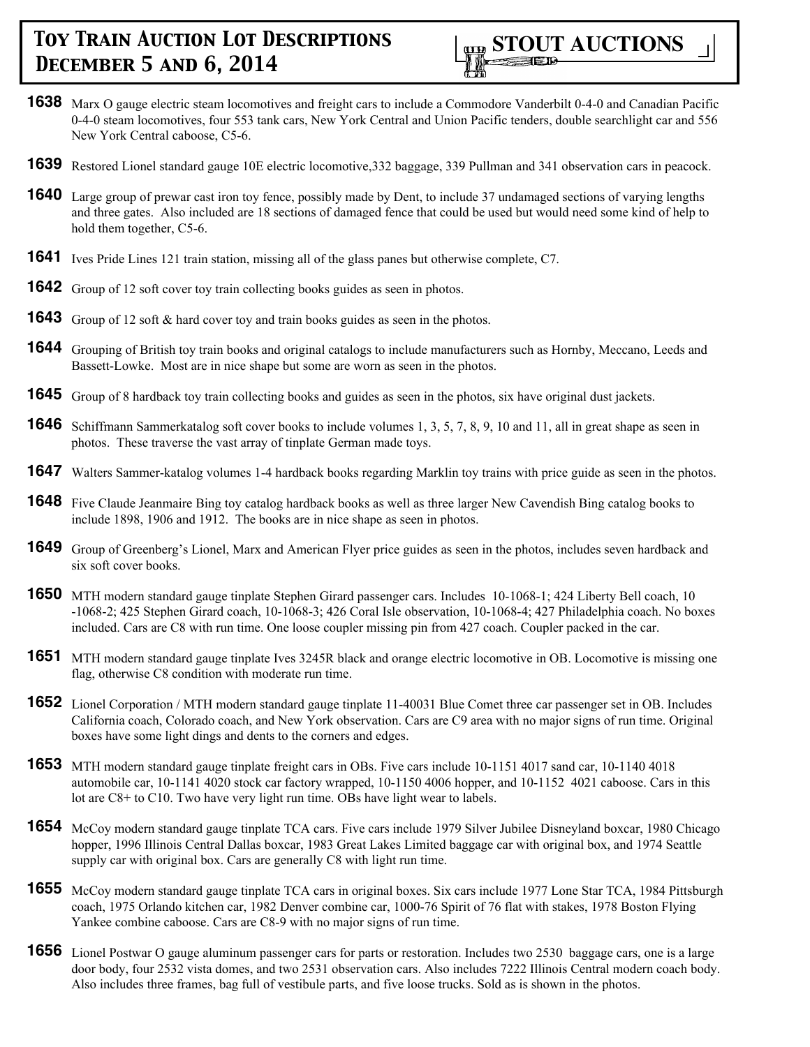**1638** Marx O gauge electric steam locomotives and freight cars to include a Commodore Vanderbilt 0-4-0 and Canadian Pacific 0-4-0 steam locomotives, four 553 tank cars, New York Central and Union Pacific tenders, double searchlight car and 556 New York Central caboose, C5-6.

**1639** Restored Lionel standard gauge 10E electric locomotive,332 baggage, 339 Pullman and 341 observation cars in peacock.

**1640** Large group of prewar cast iron toy fence, possibly made by Dent, to include 37 undamaged sections of varying lengths and three gates. Also included are 18 sections of damaged fence that could be used but would need some kind of help to hold them together, C5-6.

**1641** Ives Pride Lines 121 train station, missing all of the glass panes but otherwise complete, C7.

**1642** Group of 12 soft cover toy train collecting books guides as seen in photos.

**1643** Group of 12 soft & hard cover toy and train books guides as seen in the photos.

**1644** Grouping of British toy train books and original catalogs to include manufacturers such as Hornby, Meccano, Leeds and Bassett-Lowke. Most are in nice shape but some are worn as seen in the photos.

**1645** Group of 8 hardback toy train collecting books and guides as seen in the photos, six have original dust jackets.

**1646** Schiffmann Sammerkatalog soft cover books to include volumes 1, 3, 5, 7, 8, 9, 10 and 11, all in great shape as seen in photos. These traverse the vast array of tinplate German made toys.

**1647** Walters Sammer-katalog volumes 1-4 hardback books regarding Marklin toy trains with price guide as seen in the photos.

**1648** Five Claude Jeanmaire Bing toy catalog hardback books as well as three larger New Cavendish Bing catalog books to include 1898, 1906 and 1912. The books are in nice shape as seen in photos.

**1649** Group of Greenberg's Lionel, Marx and American Flyer price guides as seen in the photos, includes seven hardback and six soft cover books.

**1650** MTH modern standard gauge tinplate Stephen Girard passenger cars. Includes 10-1068-1; 424 Liberty Bell coach, 10 -1068-2; 425 Stephen Girard coach, 10-1068-3; 426 Coral Isle observation, 10-1068-4; 427 Philadelphia coach. No boxes included. Cars are C8 with run time. One loose coupler missing pin from 427 coach. Coupler packed in the car.

**1651** MTH modern standard gauge tinplate Ives 3245R black and orange electric locomotive in OB. Locomotive is missing one flag, otherwise C8 condition with moderate run time.

**1652** Lionel Corporation / MTH modern standard gauge tinplate 11-40031 Blue Comet three car passenger set in OB. Includes California coach, Colorado coach, and New York observation. Cars are C9 area with no major signs of run time. Original boxes have some light dings and dents to the corners and edges.

**1653** MTH modern standard gauge tinplate freight cars in OBs. Five cars include 10-1151 4017 sand car, 10-1140 4018 automobile car, 10-1141 4020 stock car factory wrapped, 10-1150 4006 hopper, and 10-1152 4021 caboose. Cars in this lot are C8+ to C10. Two have very light run time. OBs have light wear to labels.

**1654** McCoy modern standard gauge tinplate TCA cars. Five cars include 1979 Silver Jubilee Disneyland boxcar, 1980 Chicago hopper, 1996 Illinois Central Dallas boxcar, 1983 Great Lakes Limited baggage car with original box, and 1974 Seattle supply car with original box. Cars are generally C8 with light run time.

**1655** McCoy modern standard gauge tinplate TCA cars in original boxes. Six cars include 1977 Lone Star TCA, 1984 Pittsburgh coach, 1975 Orlando kitchen car, 1982 Denver combine car, 1000-76 Spirit of 76 flat with stakes, 1978 Boston Flying Yankee combine caboose. Cars are C8-9 with no major signs of run time.

**1656** Lionel Postwar O gauge aluminum passenger cars for parts or restoration. Includes two 2530 baggage cars, one is a large door body, four 2532 vista domes, and two 2531 observation cars. Also includes 7222 Illinois Central modern coach body. Also includes three frames, bag full of vestibule parts, and five loose trucks. Sold as is shown in the photos.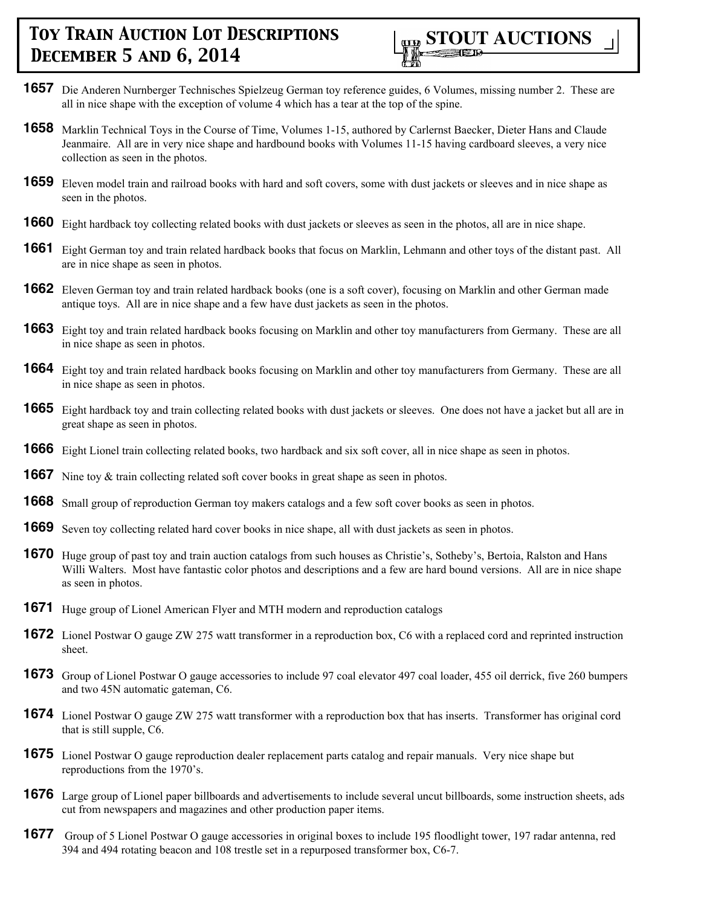**1657** Die Anderen Nurnberger Technisches Spielzeug German toy reference guides, 6 Volumes, missing number 2. These are all in nice shape with the exception of volume 4 which has a tear at the top of the spine.

**1658** Marklin Technical Toys in the Course of Time, Volumes 1-15, authored by Carlernst Baecker, Dieter Hans and Claude Jeanmaire. All are in very nice shape and hardbound books with Volumes 11-15 having cardboard sleeves, a very nice collection as seen in the photos.

**1659** Eleven model train and railroad books with hard and soft covers, some with dust jackets or sleeves and in nice shape as seen in the photos.

**1660** Eight hardback toy collecting related books with dust jackets or sleeves as seen in the photos, all are in nice shape.

**1661** Eight German toy and train related hardback books that focus on Marklin, Lehmann and other toys of the distant past. All are in nice shape as seen in photos.

**1662** Eleven German toy and train related hardback books (one is a soft cover), focusing on Marklin and other German made antique toys. All are in nice shape and a few have dust jackets as seen in the photos.

**1663** Eight toy and train related hardback books focusing on Marklin and other toy manufacturers from Germany. These are all in nice shape as seen in photos.

**1664** Eight toy and train related hardback books focusing on Marklin and other toy manufacturers from Germany. These are all in nice shape as seen in photos.

**1665** Eight hardback toy and train collecting related books with dust jackets or sleeves. One does not have a jacket but all are in great shape as seen in photos.

**1666** Eight Lionel train collecting related books, two hardback and six soft cover, all in nice shape as seen in photos.

**1667** Nine toy & train collecting related soft cover books in great shape as seen in photos.

**1668** Small group of reproduction German toy makers catalogs and a few soft cover books as seen in photos.

**1669** Seven toy collecting related hard cover books in nice shape, all with dust jackets as seen in photos.

**1670** Huge group of past toy and train auction catalogs from such houses as Christie's, Sotheby's, Bertoia, Ralston and Hans Willi Walters. Most have fantastic color photos and descriptions and a few are hard bound versions. All are in nice shape as seen in photos.

**1671** Huge group of Lionel American Flyer and MTH modern and reproduction catalogs

**1672** Lionel Postwar O gauge ZW 275 watt transformer in a reproduction box, C6 with a replaced cord and reprinted instruction sheet.

**1673** Group of Lionel Postwar O gauge accessories to include 97 coal elevator 497 coal loader, 455 oil derrick, five 260 bumpers and two 45N automatic gateman, C6.

**1674** Lionel Postwar O gauge ZW 275 watt transformer with a reproduction box that has inserts. Transformer has original cord that is still supple, C6.

**1675** Lionel Postwar O gauge reproduction dealer replacement parts catalog and repair manuals. Very nice shape but reproductions from the 1970's.

**1676** Large group of Lionel paper billboards and advertisements to include several uncut billboards, some instruction sheets, ads cut from newspapers and magazines and other production paper items.

**1677** Group of 5 Lionel Postwar O gauge accessories in original boxes to include 195 floodlight tower, 197 radar antenna, red 394 and 494 rotating beacon and 108 trestle set in a repurposed transformer box, C6-7.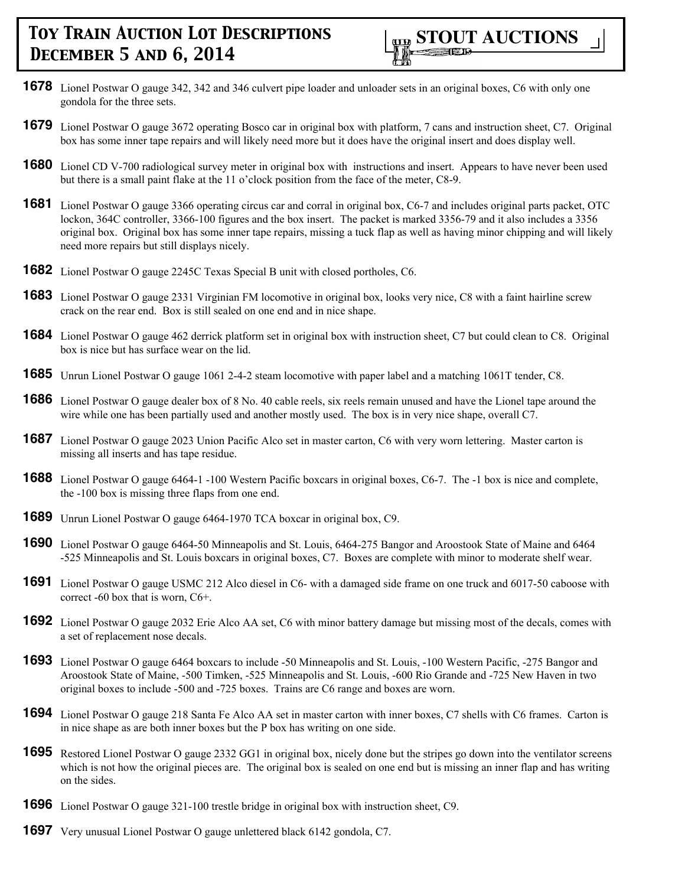**1678** Lionel Postwar O gauge 342, 342 and 346 culvert pipe loader and unloader sets in an original boxes, C6 with only one gondola for the three sets.

**1679** Lionel Postwar O gauge 3672 operating Bosco car in original box with platform, 7 cans and instruction sheet, C7. Original box has some inner tape repairs and will likely need more but it does have the original insert and does display well.

**1680** Lionel CD V-700 radiological survey meter in original box with instructions and insert. Appears to have never been used but there is a small paint flake at the 11 o'clock position from the face of the meter, C8-9.

**1681** Lionel Postwar O gauge 3366 operating circus car and corral in original box, C6-7 and includes original parts packet, OTC lockon, 364C controller, 3366-100 figures and the box insert. The packet is marked 3356-79 and it also includes a 3356 original box. Original box has some inner tape repairs, missing a tuck flap as well as having minor chipping and will likely need more repairs but still displays nicely.

**1682** Lionel Postwar O gauge 2245C Texas Special B unit with closed portholes, C6.

**1683** Lionel Postwar O gauge 2331 Virginian FM locomotive in original box, looks very nice, C8 with a faint hairline screw crack on the rear end. Box is still sealed on one end and in nice shape.

**1684** Lionel Postwar O gauge 462 derrick platform set in original box with instruction sheet, C7 but could clean to C8. Original box is nice but has surface wear on the lid.

**1685** Unrun Lionel Postwar O gauge 1061 2-4-2 steam locomotive with paper label and a matching 1061T tender, C8.

**1686** Lionel Postwar O gauge dealer box of 8 No. 40 cable reels, six reels remain unused and have the Lionel tape around the wire while one has been partially used and another mostly used. The box is in very nice shape, overall C7.

**1687** Lionel Postwar O gauge 2023 Union Pacific Alco set in master carton, C6 with very worn lettering. Master carton is missing all inserts and has tape residue.

**1688** Lionel Postwar O gauge 6464-1 -100 Western Pacific boxcars in original boxes, C6-7. The -1 box is nice and complete, the -100 box is missing three flaps from one end.

**1689** Unrun Lionel Postwar O gauge 6464-1970 TCA boxcar in original box, C9.

**1690** Lionel Postwar O gauge 6464-50 Minneapolis and St. Louis, 6464-275 Bangor and Aroostook State of Maine and 6464 -525 Minneapolis and St. Louis boxcars in original boxes, C7. Boxes are complete with minor to moderate shelf wear.

**1691** Lionel Postwar O gauge USMC 212 Alco diesel in C6- with a damaged side frame on one truck and 6017-50 caboose with correct -60 box that is worn, C6+.

**1692** Lionel Postwar O gauge 2032 Erie Alco AA set, C6 with minor battery damage but missing most of the decals, comes with a set of replacement nose decals.

**1693** Lionel Postwar O gauge 6464 boxcars to include -50 Minneapolis and St. Louis, -100 Western Pacific, -275 Bangor and Aroostook State of Maine, -500 Timken, -525 Minneapolis and St. Louis, -600 Rio Grande and -725 New Haven in two original boxes to include -500 and -725 boxes. Trains are C6 range and boxes are worn.

**1694** Lionel Postwar O gauge 218 Santa Fe Alco AA set in master carton with inner boxes, C7 shells with C6 frames. Carton is in nice shape as are both inner boxes but the P box has writing on one side.

**1695** Restored Lionel Postwar O gauge 2332 GG1 in original box, nicely done but the stripes go down into the ventilator screens which is not how the original pieces are. The original box is sealed on one end but is missing an inner flap and has writing on the sides.

**1696** Lionel Postwar O gauge 321-100 trestle bridge in original box with instruction sheet, C9.

**1697** Very unusual Lionel Postwar O gauge unlettered black 6142 gondola, C7.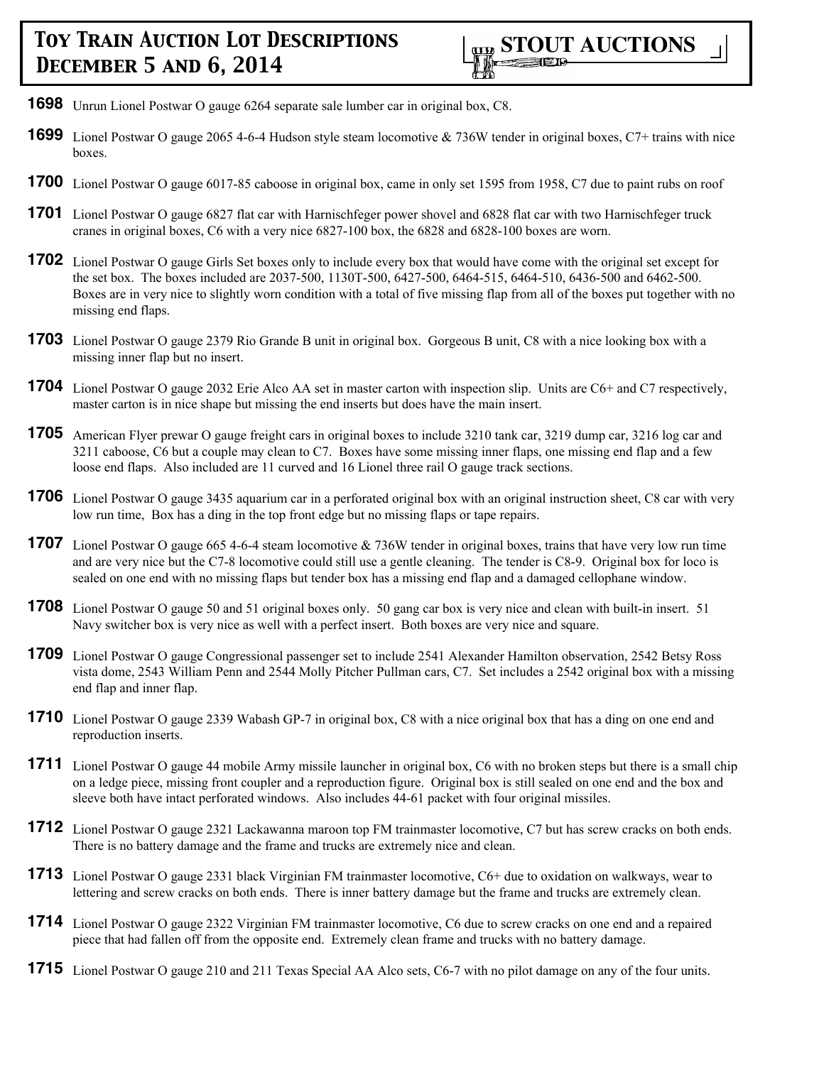**1698** Unrun Lionel Postwar O gauge 6264 separate sale lumber car in original box, C8.

**1699** Lionel Postwar O gauge 2065 4-6-4 Hudson style steam locomotive & 736W tender in original boxes, C7+ trains with nice boxes.

**1700** Lionel Postwar O gauge 6017-85 caboose in original box, came in only set 1595 from 1958, C7 due to paint rubs on roof

**1701** Lionel Postwar O gauge 6827 flat car with Harnischfeger power shovel and 6828 flat car with two Harnischfeger truck cranes in original boxes, C6 with a very nice 6827-100 box, the 6828 and 6828-100 boxes are worn.

**1702** Lionel Postwar O gauge Girls Set boxes only to include every box that would have come with the original set except for the set box. The boxes included are 2037-500, 1130T-500, 6427-500, 6464-515, 6464-510, 6436-500 and 6462-500. Boxes are in very nice to slightly worn condition with a total of five missing flap from all of the boxes put together with no missing end flaps.

**1703** Lionel Postwar O gauge 2379 Rio Grande B unit in original box. Gorgeous B unit, C8 with a nice looking box with a missing inner flap but no insert.

**1704** Lionel Postwar O gauge 2032 Erie Alco AA set in master carton with inspection slip. Units are C6+ and C7 respectively, master carton is in nice shape but missing the end inserts but does have the main insert.

**1705** American Flyer prewar O gauge freight cars in original boxes to include 3210 tank car, 3219 dump car, 3216 log car and 3211 caboose, C6 but a couple may clean to C7. Boxes have some missing inner flaps, one missing end flap and a few loose end flaps. Also included are 11 curved and 16 Lionel three rail O gauge track sections.

**1706** Lionel Postwar O gauge 3435 aquarium car in a perforated original box with an original instruction sheet, C8 car with very low run time, Box has a ding in the top front edge but no missing flaps or tape repairs.

**1707** Lionel Postwar O gauge 665 4-6-4 steam locomotive & 736W tender in original boxes, trains that have very low run time and are very nice but the C7-8 locomotive could still use a gentle cleaning. The tender is C8-9. Original box for loco is sealed on one end with no missing flaps but tender box has a missing end flap and a damaged cellophane window.

**1708** Lionel Postwar O gauge 50 and 51 original boxes only. 50 gang car box is very nice and clean with built-in insert. 51 Navy switcher box is very nice as well with a perfect insert. Both boxes are very nice and square.

**1709** Lionel Postwar O gauge Congressional passenger set to include 2541 Alexander Hamilton observation, 2542 Betsy Ross vista dome, 2543 William Penn and 2544 Molly Pitcher Pullman cars, C7. Set includes a 2542 original box with a missing end flap and inner flap.

**1710** Lionel Postwar O gauge 2339 Wabash GP-7 in original box, C8 with a nice original box that has a ding on one end and reproduction inserts.

**1711** Lionel Postwar O gauge 44 mobile Army missile launcher in original box, C6 with no broken steps but there is a small chip on a ledge piece, missing front coupler and a reproduction figure. Original box is still sealed on one end and the box and sleeve both have intact perforated windows. Also includes 44-61 packet with four original missiles.

**1712** Lionel Postwar O gauge 2321 Lackawanna maroon top FM trainmaster locomotive, C7 but has screw cracks on both ends. There is no battery damage and the frame and trucks are extremely nice and clean.

**1713** Lionel Postwar O gauge 2331 black Virginian FM trainmaster locomotive, C6+ due to oxidation on walkways, wear to lettering and screw cracks on both ends. There is inner battery damage but the frame and trucks are extremely clean.

**1714** Lionel Postwar O gauge 2322 Virginian FM trainmaster locomotive, C6 due to screw cracks on one end and a repaired piece that had fallen off from the opposite end. Extremely clean frame and trucks with no battery damage.

**1715** Lionel Postwar O gauge 210 and 211 Texas Special AA Alco sets, C6-7 with no pilot damage on any of the four units.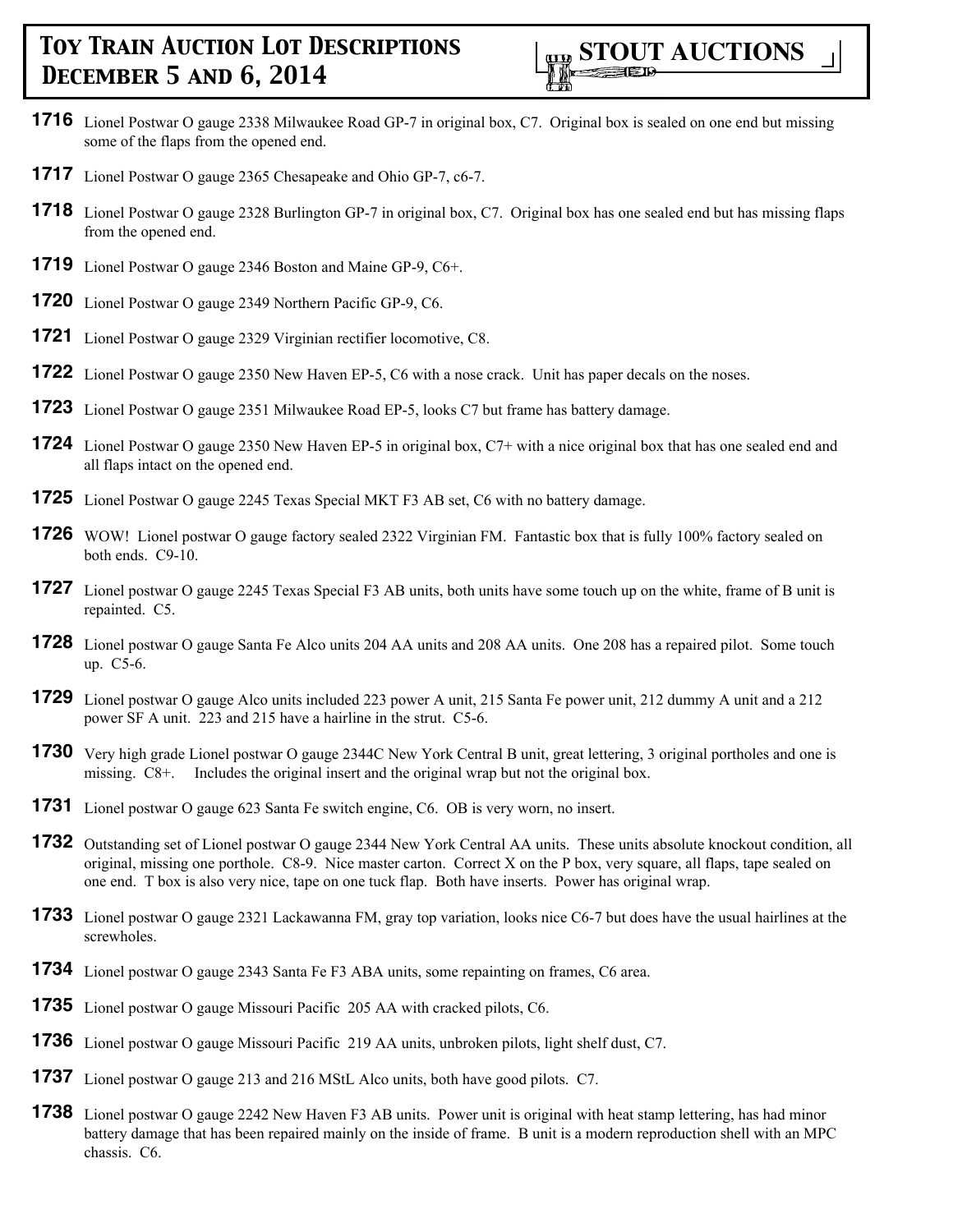**1716** Lionel Postwar O gauge 2338 Milwaukee Road GP-7 in original box, C7. Original box is sealed on one end but missing some of the flaps from the opened end.

**1717** Lionel Postwar O gauge 2365 Chesapeake and Ohio GP-7, c6-7.

**1718** Lionel Postwar O gauge 2328 Burlington GP-7 in original box, C7. Original box has one sealed end but has missing flaps from the opened end.

**1719** Lionel Postwar O gauge 2346 Boston and Maine GP-9, C6+.

**1720** Lionel Postwar O gauge 2349 Northern Pacific GP-9, C6.

**1721** Lionel Postwar O gauge 2329 Virginian rectifier locomotive, C8.

**1722** Lionel Postwar O gauge 2350 New Haven EP-5, C6 with a nose crack. Unit has paper decals on the noses.

**1723** Lionel Postwar O gauge 2351 Milwaukee Road EP-5, looks C7 but frame has battery damage.

**1724** Lionel Postwar O gauge 2350 New Haven EP-5 in original box, C7+ with a nice original box that has one sealed end and all flaps intact on the opened end.

**1725** Lionel Postwar O gauge 2245 Texas Special MKT F3 AB set, C6 with no battery damage.

**1726** WOW! Lionel postwar O gauge factory sealed 2322 Virginian FM. Fantastic box that is fully 100% factory sealed on both ends. C9-10.

**1727** Lionel postwar O gauge 2245 Texas Special F3 AB units, both units have some touch up on the white, frame of B unit is repainted. C5.

**1728** Lionel postwar O gauge Santa Fe Alco units 204 AA units and 208 AA units. One 208 has a repaired pilot. Some touch up. C5-6.

**1729** Lionel postwar O gauge Alco units included 223 power A unit, 215 Santa Fe power unit, 212 dummy A unit and a 212 power SF A unit. 223 and 215 have a hairline in the strut. C5-6.

**1730** Very high grade Lionel postwar O gauge 2344C New York Central B unit, great lettering, 3 original portholes and one is missing. C8+. Includes the original insert and the original wrap but not the original box.

**1731** Lionel postwar O gauge 623 Santa Fe switch engine, C6. OB is very worn, no insert.

**1732** Outstanding set of Lionel postwar O gauge 2344 New York Central AA units. These units absolute knockout condition, all original, missing one porthole. C8-9. Nice master carton. Correct X on the P box, very square, all flaps, tape sealed on one end. T box is also very nice, tape on one tuck flap. Both have inserts. Power has original wrap.

**1733** Lionel postwar O gauge 2321 Lackawanna FM, gray top variation, looks nice C6-7 but does have the usual hairlines at the screwholes.

**1734** Lionel postwar O gauge 2343 Santa Fe F3 ABA units, some repainting on frames, C6 area.

**1735** Lionel postwar O gauge Missouri Pacific 205 AA with cracked pilots, C6.

**1736** Lionel postwar O gauge Missouri Pacific 219 AA units, unbroken pilots, light shelf dust, C7.

**1737** Lionel postwar O gauge 213 and 216 MStL Alco units, both have good pilots. C7.

**1738** Lionel postwar O gauge 2242 New Haven F3 AB units. Power unit is original with heat stamp lettering, has had minor battery damage that has been repaired mainly on the inside of frame. B unit is a modern reproduction shell with an MPC chassis. C6.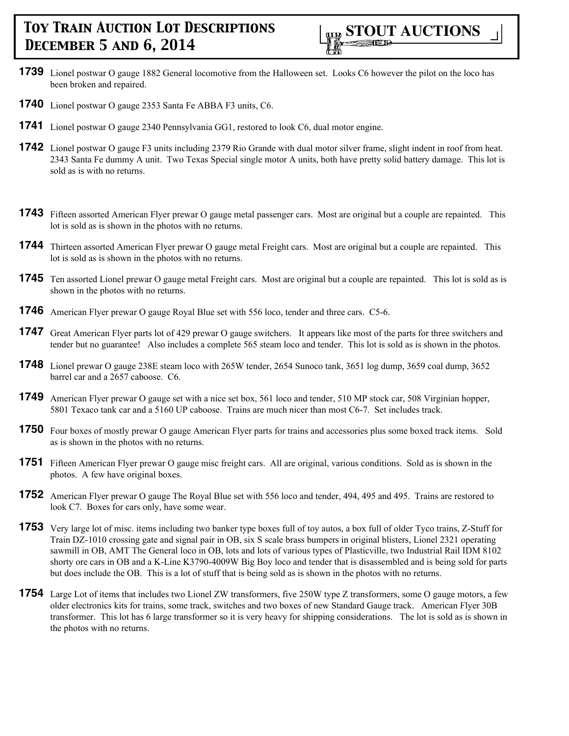**1739** Lionel postwar O gauge 1882 General locomotive from the Halloween set. Looks C6 however the pilot on the loco has been broken and repaired.

**1740** Lionel postwar O gauge 2353 Santa Fe ABBA F3 units, C6.

**1741** Lionel postwar O gauge 2340 Pennsylvania GG1, restored to look C6, dual motor engine.

**1742** Lionel postwar O gauge F3 units including 2379 Rio Grande with dual motor silver frame, slight indent in roof from heat. 2343 Santa Fe dummy A unit. Two Texas Special single motor A units, both have pretty solid battery damage. This lot is sold as is with no returns.

**1743** Fifteen assorted American Flyer prewar O gauge metal passenger cars. Most are original but a couple are repainted. This lot is sold as is shown in the photos with no returns.

**1744** Thirteen assorted American Flyer prewar O gauge metal Freight cars. Most are original but a couple are repainted. This lot is sold as is shown in the photos with no returns.

**1745** Ten assorted Lionel prewar O gauge metal Freight cars. Most are original but a couple are repainted. This lot is sold as is shown in the photos with no returns.

**1746** American Flyer prewar O gauge Royal Blue set with 556 loco, tender and three cars. C5-6.

**1747** Great American Flyer parts lot of 429 prewar O gauge switchers. It appears like most of the parts for three switchers and tender but no guarantee! Also includes a complete 565 steam loco and tender. This lot is sold as is shown in the photos.

**1748** Lionel prewar O gauge 238E steam loco with 265W tender, 2654 Sunoco tank, 3651 log dump, 3659 coal dump, 3652 barrel car and a 2657 caboose. C6.

**1749** American Flyer prewar O gauge set with a nice set box, 561 loco and tender, 510 MP stock car, 508 Virginian hopper, 5801 Texaco tank car and a 5160 UP caboose. Trains are much nicer than most C6-7. Set includes track.

**1750** Four boxes of mostly prewar O gauge American Flyer parts for trains and accessories plus some boxed track items. Sold as is shown in the photos with no returns.

**1751** Fifteen American Flyer prewar O gauge misc freight cars. All are original, various conditions. Sold as is shown in the photos. A few have original boxes.

**1752** American Flyer prewar O gauge The Royal Blue set with 556 loco and tender, 494, 495 and 495. Trains are restored to look C7. Boxes for cars only, have some wear.

**1753** Very large lot of misc. items including two banker type boxes full of toy autos, a box full of older Tyco trains, Z-Stuff for Train DZ-1010 crossing gate and signal pair in OB, six S scale brass bumpers in original blisters, Lionel 2321 operating sawmill in OB, AMT The General loco in OB, lots and lots of various types of Plasticville, two Industrial Rail IDM 8102 shorty ore cars in OB and a K-Line K3790-4009W Big Boy loco and tender that is disassembled and is being sold for parts but does include the OB. This is a lot of stuff that is being sold as is shown in the photos with no returns.

**1754** Large Lot of items that includes two Lionel ZW transformers, five 250W type Z transformers, some O gauge motors, a few older electronics kits for trains, some track, switches and two boxes of new Standard Gauge track. American Flyer 30B transformer. This lot has 6 large transformer so it is very heavy for shipping considerations. The lot is sold as is shown in the photos with no returns.